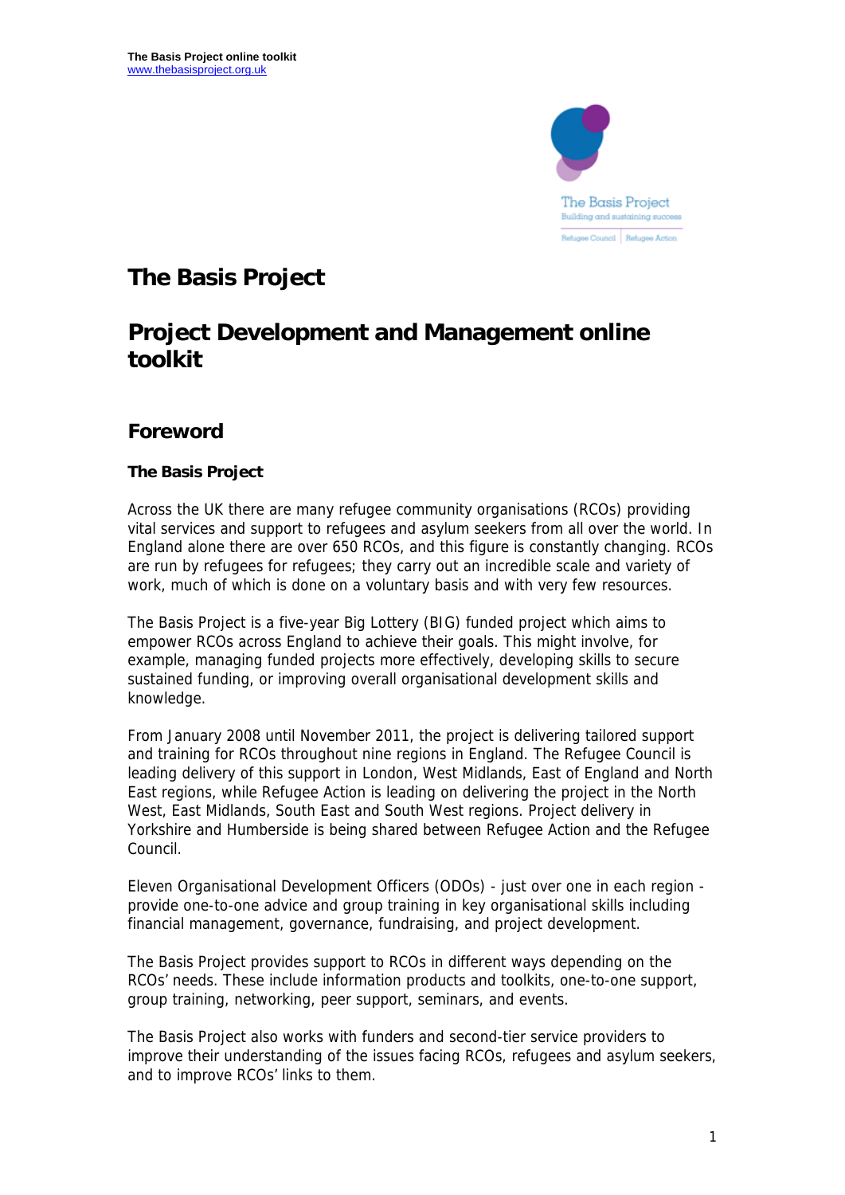# The Basis Project

# Project Development and Management online toolkit

## Foreword

### The Basis Project

Across the UK there are many refugee community organisations (RCOs) providing vital services and support to refugees and asylum seekers from all over the world. In England alone there are over 650 RCOs, and this figure is constantly changing. RCOs are run by refugees for refugees; they carry out an incredible scale and variety of work, much of which is done on a voluntary basis and with very few resources.

The Basis Project is a five-year Big Lottery (BIG) funded project which aims to empower RCOs across England to achieve their goals. This might involve, for example, managing funded projects more effectively, developing skills to secure sustained funding, or improving overall organisational development skills and knowledge.

From January 2008 until November 2011, the project is delivering tailored support and training for RCOs throughout nine regions in England. The Refugee Council is leading delivery of this support in London, West Midlands, East of England and North East regions, while Refugee Action is leading on delivering the project in the North West, East Midlands, South East and South West regions. Project delivery in Yorkshire and Humberside is being shared between Refugee Action and the Refugee Council.

Eleven Organisational Development Officers (ODOs) - just over one in each region - provide one-to-one advice and group training in key organisational skills including financial management, governance, fundraising, and project development.

The Basis Project provides support to RCOs in different ways depending on the RCOs' needs. These include information products and toolkits, one-to-one support, group training, networking, peer support, seminars, and events.

The Basis Project also works with funders and second-tier service providers to improve their understanding of the issues facing RCOs, refugees and asylum seekers, and to improve RCOs' links to them.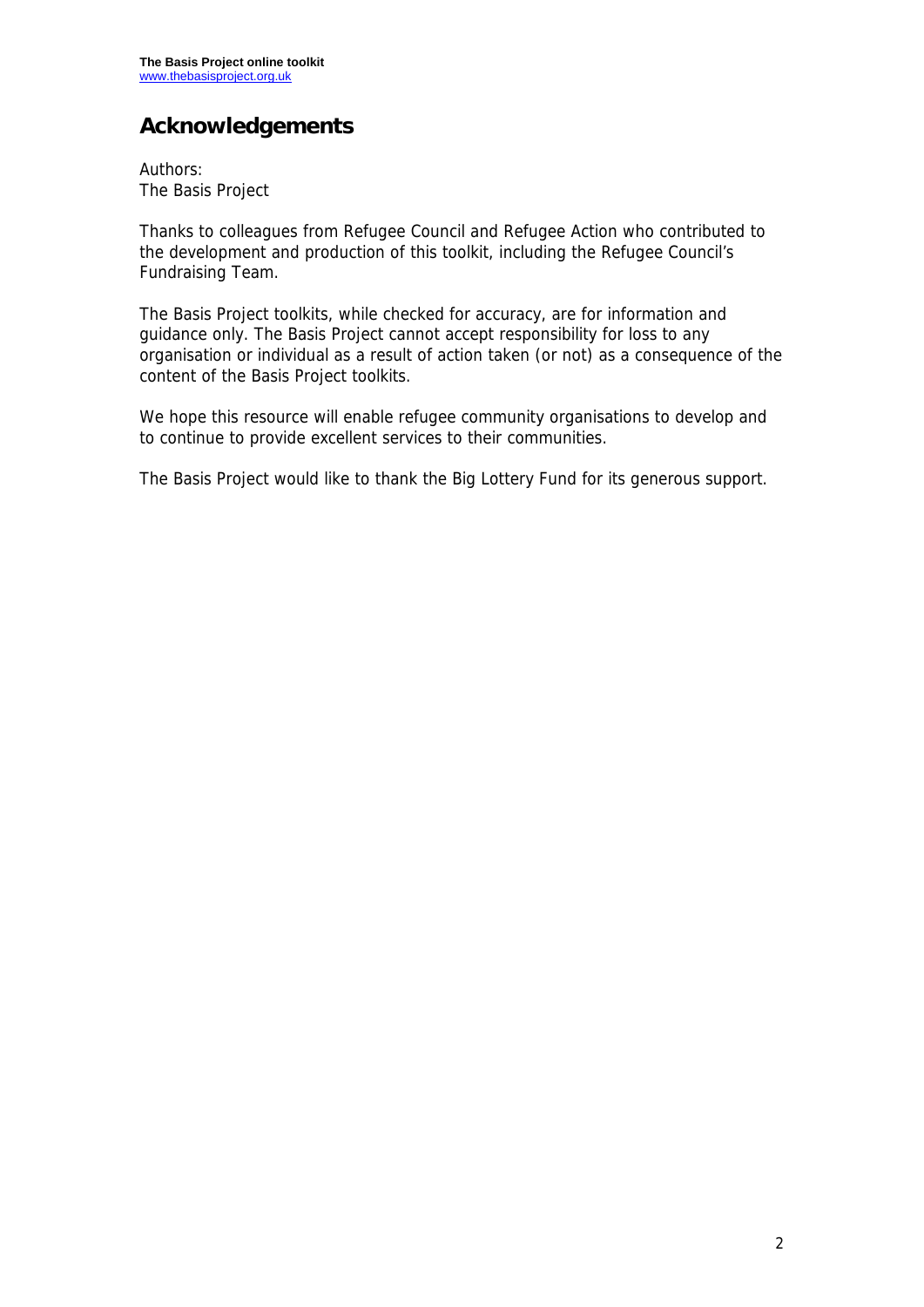## Acknowledgements

Authors:
The Basis Project

Thanks to colleagues from Refugee Council and Refugee Action who contributed to the development and production of this toolkit, including the Refugee Council's Fundraising Team.

The Basis Project toolkits, while checked for accuracy, are for information and guidance only. The Basis Project cannot accept responsibility for loss to any organisation or individual as a result of action taken (or not) as a consequence of the content of the Basis Project toolkits.

We hope this resource will enable refugee community organisations to develop and to continue to provide excellent services to their communities.

The Basis Project would like to thank the Big Lottery Fund for its generous support.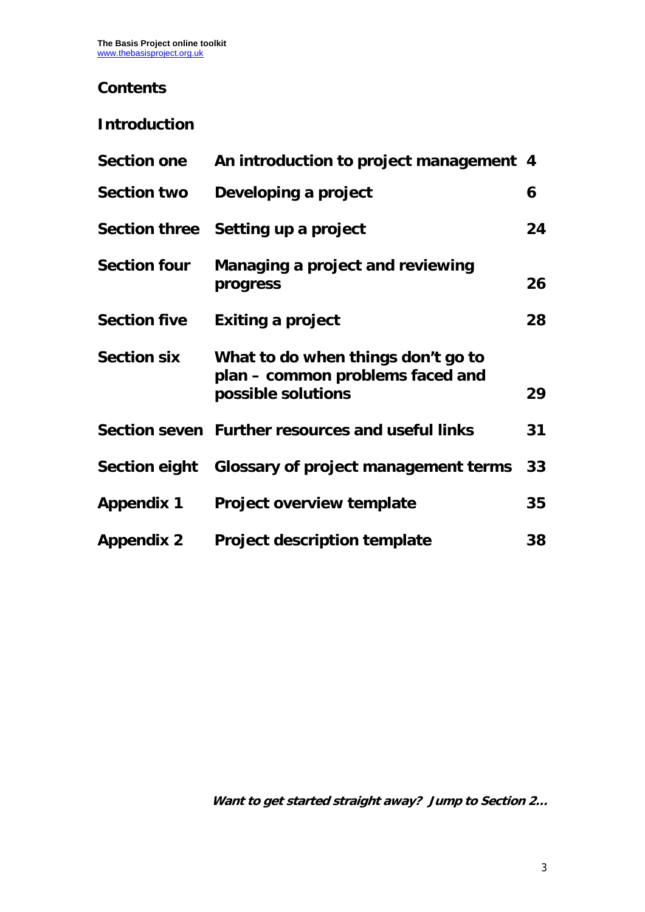## Contents

**Introduction**

| | | |
|---|---|---|
| **Section one** | **An introduction to project management** | **4** |
| **Section two** | **Developing a project** | **6** |
| **Section three** | **Setting up a project** | **24** |
| **Section four** | **Managing a project and reviewing progress** | **26** |
| **Section five** | **Exiting a project** | **28** |
| **Section six** | **What to do when things don't go to plan – common problems faced and possible solutions** | **29** |
| **Section seven** | **Further resources and useful links** | **31** |
| **Section eight** | **Glossary of project management terms** | **33** |
| **Appendix 1** | **Project overview template** | **35** |
| **Appendix 2** | **Project description template** | **38** |

***Want to get started straight away? Jump to Section 2…***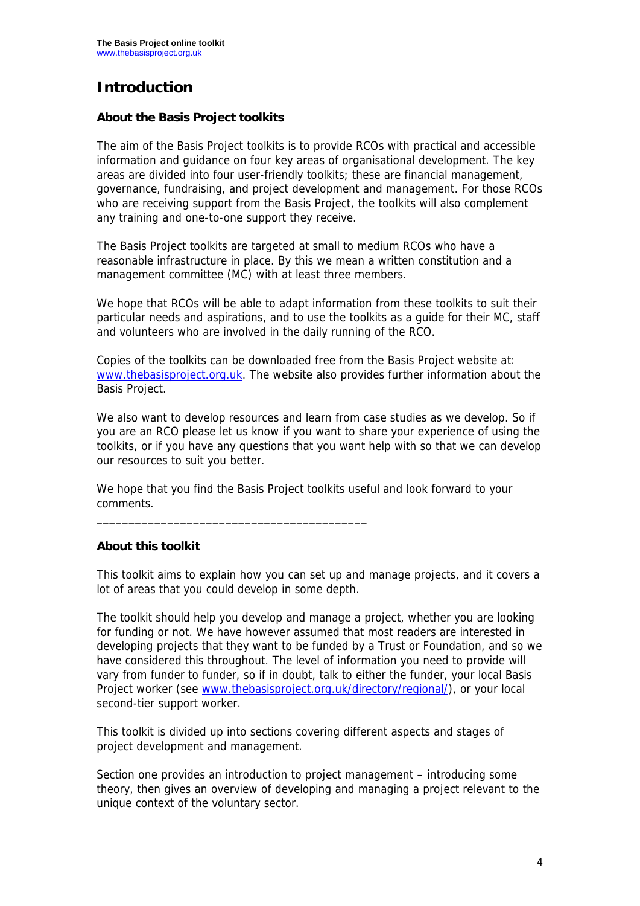# Introduction

### About the Basis Project toolkits

The aim of the Basis Project toolkits is to provide RCOs with practical and accessible information and guidance on four key areas of organisational development. The key areas are divided into four user-friendly toolkits; these are financial management, governance, fundraising, and project development and management. For those RCOs who are receiving support from the Basis Project, the toolkits will also complement any training and one-to-one support they receive.

The Basis Project toolkits are targeted at small to medium RCOs who have a reasonable infrastructure in place. By this we mean a written constitution and a management committee (MC) with at least three members.

We hope that RCOs will be able to adapt information from these toolkits to suit their particular needs and aspirations, and to use the toolkits as a guide for their MC, staff and volunteers who are involved in the daily running of the RCO.

Copies of the toolkits can be downloaded free from the Basis Project website at: [www.thebasisproject.org.uk](http://www.thebasisproject.org.uk). The website also provides further information about the Basis Project.

We also want to develop resources and learn from case studies as we develop. So if you are an RCO please let us know if you want to share your experience of using the toolkits, or if you have any questions that you want help with so that we can develop our resources to suit you better.

We hope that you find the Basis Project toolkits useful and look forward to your comments.

---

### About this toolkit

This toolkit aims to explain how you can set up and manage projects, and it covers a lot of areas that you could develop in some depth.

The toolkit should help you develop and manage a project, whether you are looking for funding or not. We have however assumed that most readers are interested in developing projects that they want to be funded by a Trust or Foundation, and so we have considered this throughout. The level of information you need to provide will vary from funder to funder, so if in doubt, talk to either the funder, your local Basis Project worker (see [www.thebasisproject.org.uk/directory/regional/](http://www.thebasisproject.org.uk/directory/regional/)), or your local second-tier support worker.

This toolkit is divided up into sections covering different aspects and stages of project development and management.

Section one provides an introduction to project management – introducing some theory, then gives an overview of developing and managing a project relevant to the unique context of the voluntary sector.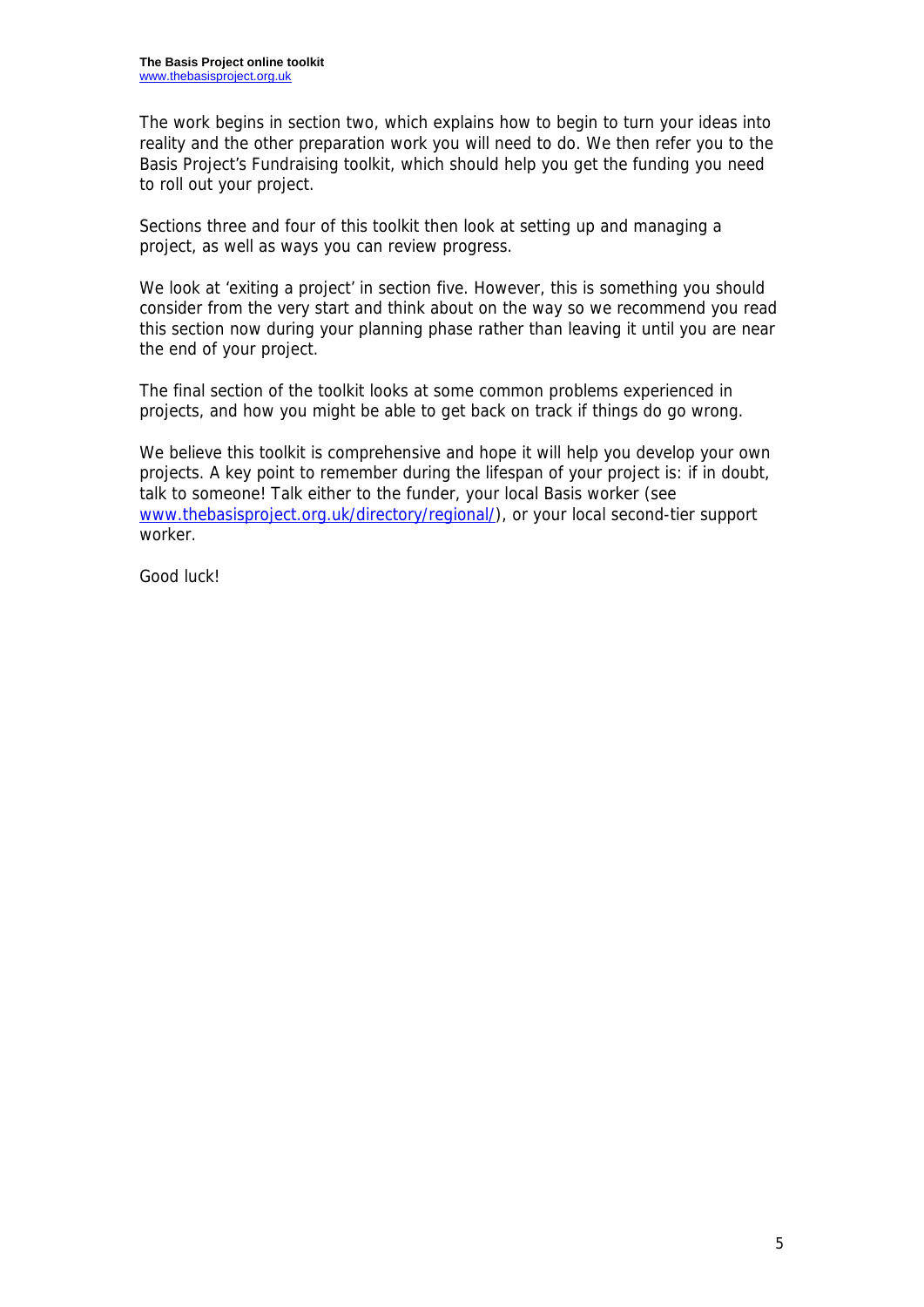The work begins in section two, which explains how to begin to turn your ideas into reality and the other preparation work you will need to do. We then refer you to the Basis Project's Fundraising toolkit, which should help you get the funding you need to roll out your project.

Sections three and four of this toolkit then look at setting up and managing a project, as well as ways you can review progress.

We look at 'exiting a project' in section five. However, this is something you should consider from the very start and think about on the way so we recommend you read this section now during your planning phase rather than leaving it until you are near the end of your project.

The final section of the toolkit looks at some common problems experienced in projects, and how you might be able to get back on track if things do go wrong.

We believe this toolkit is comprehensive and hope it will help you develop your own projects. A key point to remember during the lifespan of your project is: if in doubt, talk to someone! Talk either to the funder, your local Basis worker (see [www.thebasisproject.org.uk/directory/regional/](http://www.thebasisproject.org.uk/directory/regional/)), or your local second-tier support worker.

Good luck!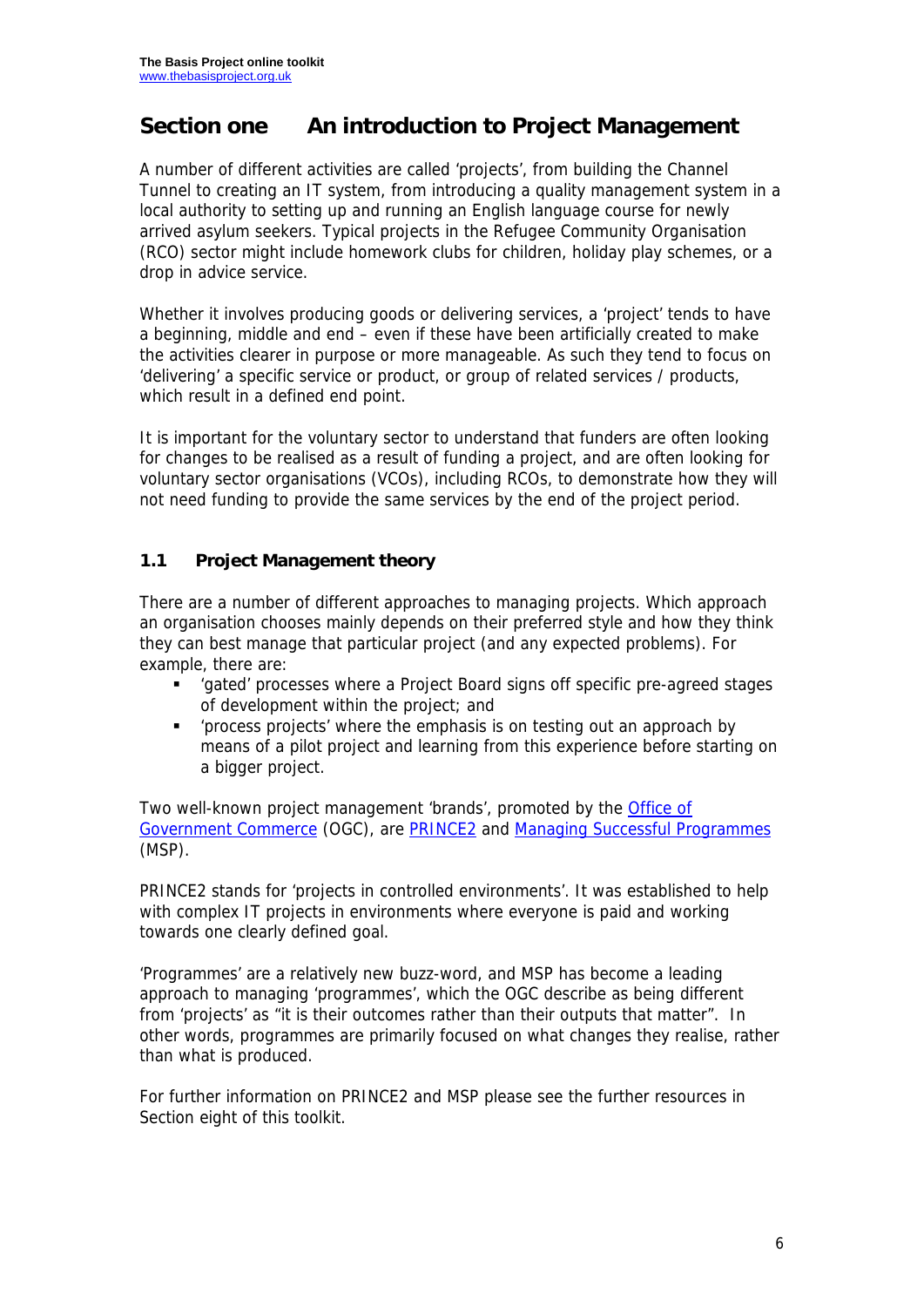# Section one An introduction to Project Management

A number of different activities are called 'projects', from building the Channel Tunnel to creating an IT system, from introducing a quality management system in a local authority to setting up and running an English language course for newly arrived asylum seekers. Typical projects in the Refugee Community Organisation (RCO) sector might include homework clubs for children, holiday play schemes, or a drop in advice service.

Whether it involves producing goods or delivering services, a 'project' tends to have a beginning, middle and end – even if these have been artificially created to make the activities clearer in purpose or more manageable. As such they tend to focus on 'delivering' a specific service or product, or group of related services / products, which result in a defined end point.

It is important for the voluntary sector to understand that funders are often looking for changes to be realised as a result of funding a project, and are often looking for voluntary sector organisations (VCOs), including RCOs, to demonstrate how they will not need funding to provide the same services by the end of the project period.

## 1.1 Project Management theory

There are a number of different approaches to managing projects. Which approach an organisation chooses mainly depends on their preferred style and how they think they can best manage that particular project (and any expected problems). For example, there are:

- 'gated' processes where a Project Board signs off specific pre-agreed stages of development within the project; and
- 'process projects' where the emphasis is on testing out an approach by means of a pilot project and learning from this experience before starting on a bigger project.

Two well-known project management 'brands', promoted by the Office of Government Commerce (OGC), are PRINCE2 and Managing Successful Programmes (MSP).

PRINCE2 stands for 'projects in controlled environments'. It was established to help with complex IT projects in environments where everyone is paid and working towards one clearly defined goal.

'Programmes' are a relatively new buzz-word, and MSP has become a leading approach to managing 'programmes', which the OGC describe as being different from 'projects' as "it is their outcomes rather than their outputs that matter". In other words, programmes are primarily focused on what changes they realise, rather than what is produced.

For further information on PRINCE2 and MSP please see the further resources in Section eight of this toolkit.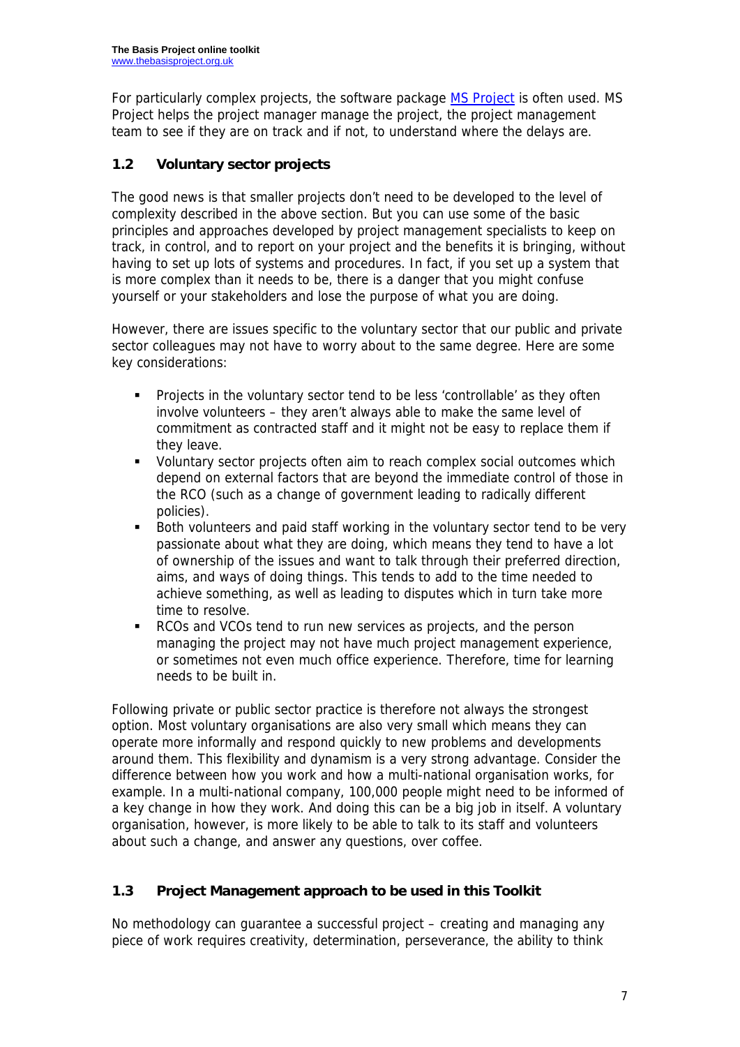For particularly complex projects, the software package [MS Project] is often used. MS Project helps the project manager manage the project, the project management team to see if they are on track and if not, to understand where the delays are.

## 1.2 Voluntary sector projects

The good news is that smaller projects don't need to be developed to the level of complexity described in the above section. But you can use some of the basic principles and approaches developed by project management specialists to keep on track, in control, and to report on your project and the benefits it is bringing, without having to set up lots of systems and procedures. In fact, if you set up a system that is more complex than it needs to be, there is a danger that you might confuse yourself or your stakeholders and lose the purpose of what you are doing.

However, there are issues specific to the voluntary sector that our public and private sector colleagues may not have to worry about to the same degree. Here are some key considerations:

- Projects in the voluntary sector tend to be less 'controllable' as they often involve volunteers – they aren't always able to make the same level of commitment as contracted staff and it might not be easy to replace them if they leave.
- Voluntary sector projects often aim to reach complex social outcomes which depend on external factors that are beyond the immediate control of those in the RCO (such as a change of government leading to radically different policies).
- Both volunteers and paid staff working in the voluntary sector tend to be very passionate about what they are doing, which means they tend to have a lot of ownership of the issues and want to talk through their preferred direction, aims, and ways of doing things. This tends to add to the time needed to achieve something, as well as leading to disputes which in turn take more time to resolve.
- RCOs and VCOs tend to run new services as projects, and the person managing the project may not have much project management experience, or sometimes not even much office experience. Therefore, time for learning needs to be built in.

Following private or public sector practice is therefore not always the strongest option. Most voluntary organisations are also very small which means they can operate more informally and respond quickly to new problems and developments around them. This flexibility and dynamism is a very strong advantage. Consider the difference between how you work and how a multi-national organisation works, for example. In a multi-national company, 100,000 people might need to be informed of a key change in how they work. And doing this can be a big job in itself. A voluntary organisation, however, is more likely to be able to talk to its staff and volunteers about such a change, and answer any questions, over coffee.

## 1.3 Project Management approach to be used in this Toolkit

No methodology can guarantee a successful project – creating and managing any piece of work requires creativity, determination, perseverance, the ability to think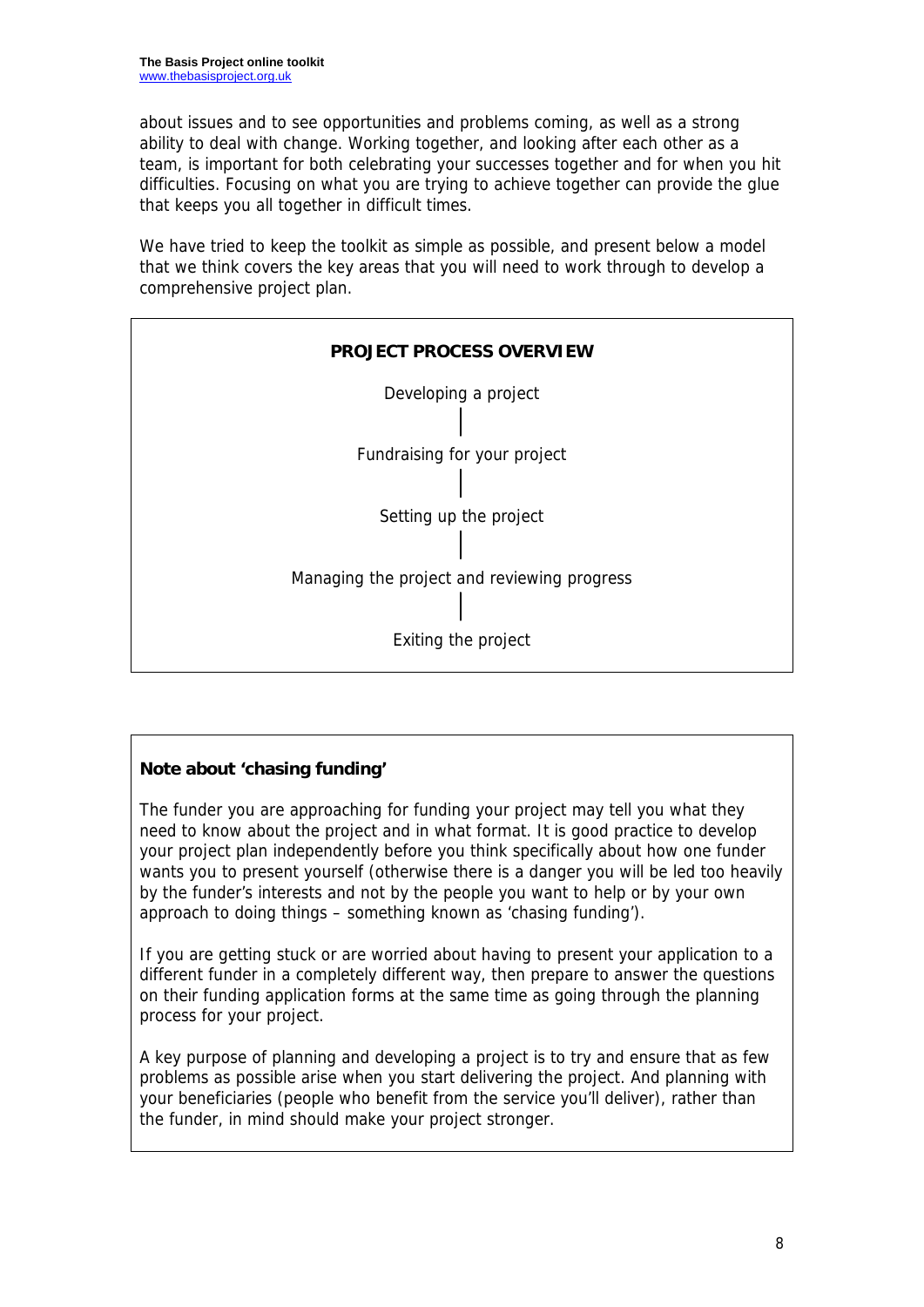about issues and to see opportunities and problems coming, as well as a strong ability to deal with change. Working together, and looking after each other as a team, is important for both celebrating your successes together and for when you hit difficulties. Focusing on what you are trying to achieve together can provide the glue that keeps you all together in difficult times.

We have tried to keep the toolkit as simple as possible, and present below a model that we think covers the key areas that you will need to work through to develop a comprehensive project plan.

**PROJECT PROCESS OVERVIEW**

Developing a project

|

Fundraising for your project

|

Setting up the project

|

Managing the project and reviewing progress

|

Exiting the project

**Note about 'chasing funding'**

The funder you are approaching for funding your project may tell you what they need to know about the project and in what format. It is good practice to develop your project plan independently before you think specifically about how one funder wants you to present yourself (otherwise there is a danger you will be led too heavily by the funder's interests and not by the people you want to help or by your own approach to doing things – something known as 'chasing funding').

If you are getting stuck or are worried about having to present your application to a different funder in a completely different way, then prepare to answer the questions on their funding application forms at the same time as going through the planning process for your project.

A key purpose of planning and developing a project is to try and ensure that as few problems as possible arise when you start delivering the project. And planning with your beneficiaries (people who benefit from the service you'll deliver), rather than the funder, in mind should make your project stronger.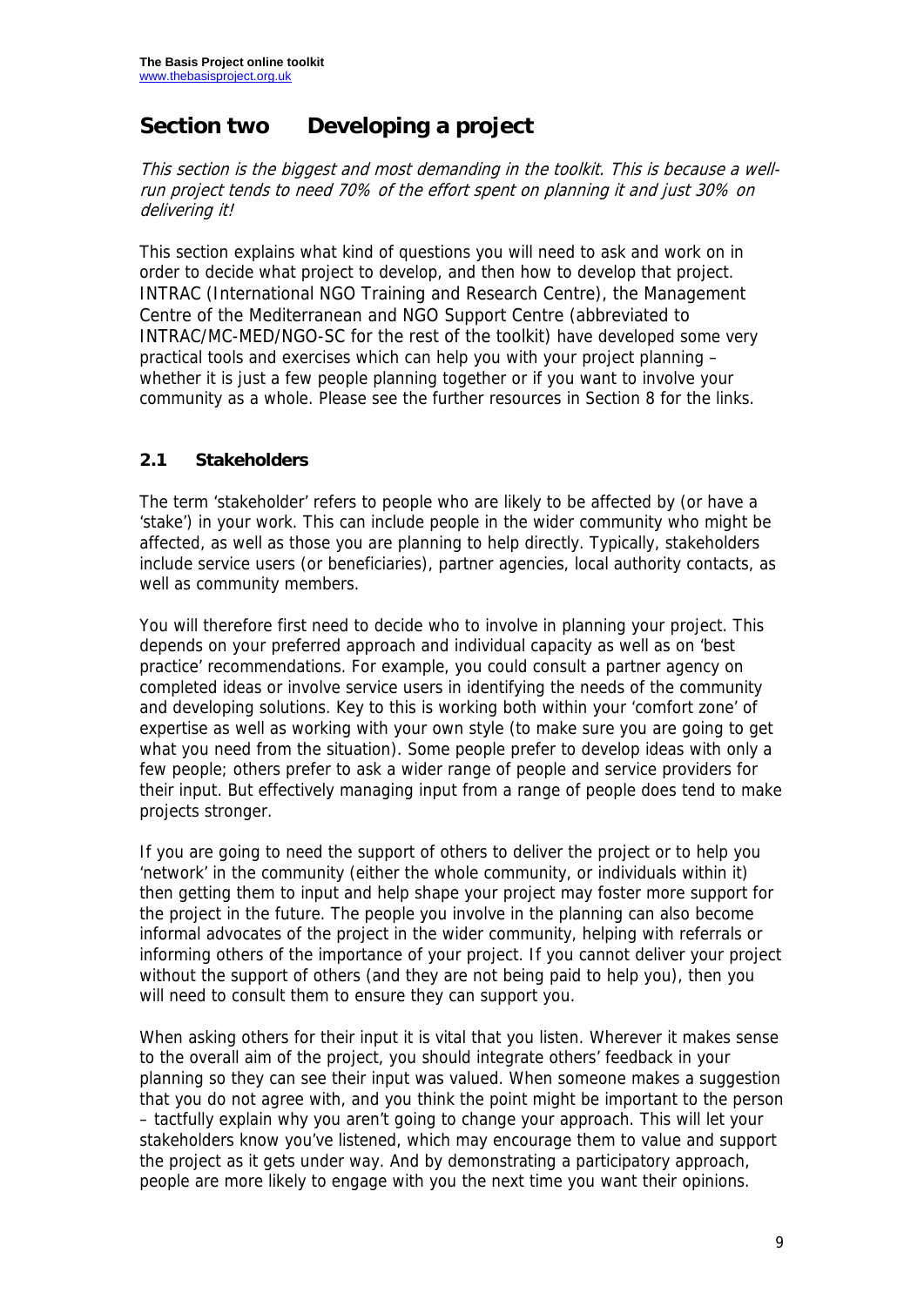# Section two    Developing a project

*This section is the biggest and most demanding in the toolkit. This is because a well-run project tends to need 70% of the effort spent on planning it and just 30% on delivering it!*

This section explains what kind of questions you will need to ask and work on in order to decide what project to develop, and then how to develop that project. INTRAC (International NGO Training and Research Centre), the Management Centre of the Mediterranean and NGO Support Centre (abbreviated to INTRAC/MC-MED/NGO-SC for the rest of the toolkit) have developed some very practical tools and exercises which can help you with your project planning – whether it is just a few people planning together or if you want to involve your community as a whole. Please see the further resources in Section 8 for the links.

## 2.1 Stakeholders

The term 'stakeholder' refers to people who are likely to be affected by (or have a 'stake') in your work. This can include people in the wider community who might be affected, as well as those you are planning to help directly. Typically, stakeholders include service users (or beneficiaries), partner agencies, local authority contacts, as well as community members.

You will therefore first need to decide who to involve in planning your project. This depends on your preferred approach and individual capacity as well as on 'best practice' recommendations. For example, you could consult a partner agency on completed ideas or involve service users in identifying the needs of the community and developing solutions. Key to this is working both within your 'comfort zone' of expertise as well as working with your own style (to make sure you are going to get what you need from the situation). Some people prefer to develop ideas with only a few people; others prefer to ask a wider range of people and service providers for their input. But effectively managing input from a range of people does tend to make projects stronger.

If you are going to need the support of others to deliver the project or to help you 'network' in the community (either the whole community, or individuals within it) then getting them to input and help shape your project may foster more support for the project in the future. The people you involve in the planning can also become informal advocates of the project in the wider community, helping with referrals or informing others of the importance of your project. If you cannot deliver your project without the support of others (and they are not being paid to help you), then you will need to consult them to ensure they can support you.

When asking others for their input it is vital that you listen. Wherever it makes sense to the overall aim of the project, you should integrate others' feedback in your planning so they can see their input was valued. When someone makes a suggestion that you do not agree with, and you think the point might be important to the person – tactfully explain why you aren't going to change your approach. This will let your stakeholders know you've listened, which may encourage them to value and support the project as it gets under way. And by demonstrating a participatory approach, people are more likely to engage with you the next time you want their opinions.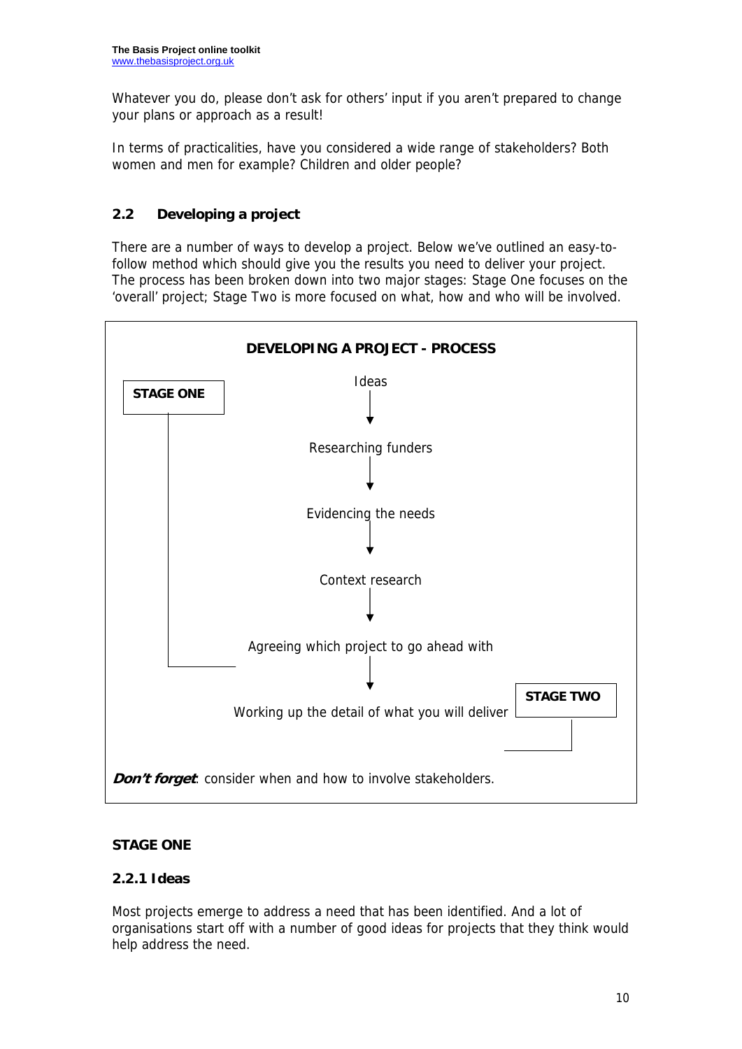Whatever you do, please don't ask for others' input if you aren't prepared to change your plans or approach as a result!

In terms of practicalities, have you considered a wide range of stakeholders? Both women and men for example? Children and older people?

## 2.2 Developing a project

There are a number of ways to develop a project. Below we've outlined an easy-to-follow method which should give you the results you need to deliver your project. The process has been broken down into two major stages: Stage One focuses on the 'overall' project; Stage Two is more focused on what, how and who will be involved.

**DEVELOPING A PROJECT - PROCESS**

**STAGE ONE**

Ideas
↓
Researching funders
↓
Evidencing the needs
↓
Context research
↓
Agreeing which project to go ahead with
↓
Working up the detail of what you will deliver

**STAGE TWO**

***Don't forget***: consider when and how to involve stakeholders.

### STAGE ONE

### 2.2.1 Ideas

Most projects emerge to address a need that has been identified. And a lot of organisations start off with a number of good ideas for projects that they think would help address the need.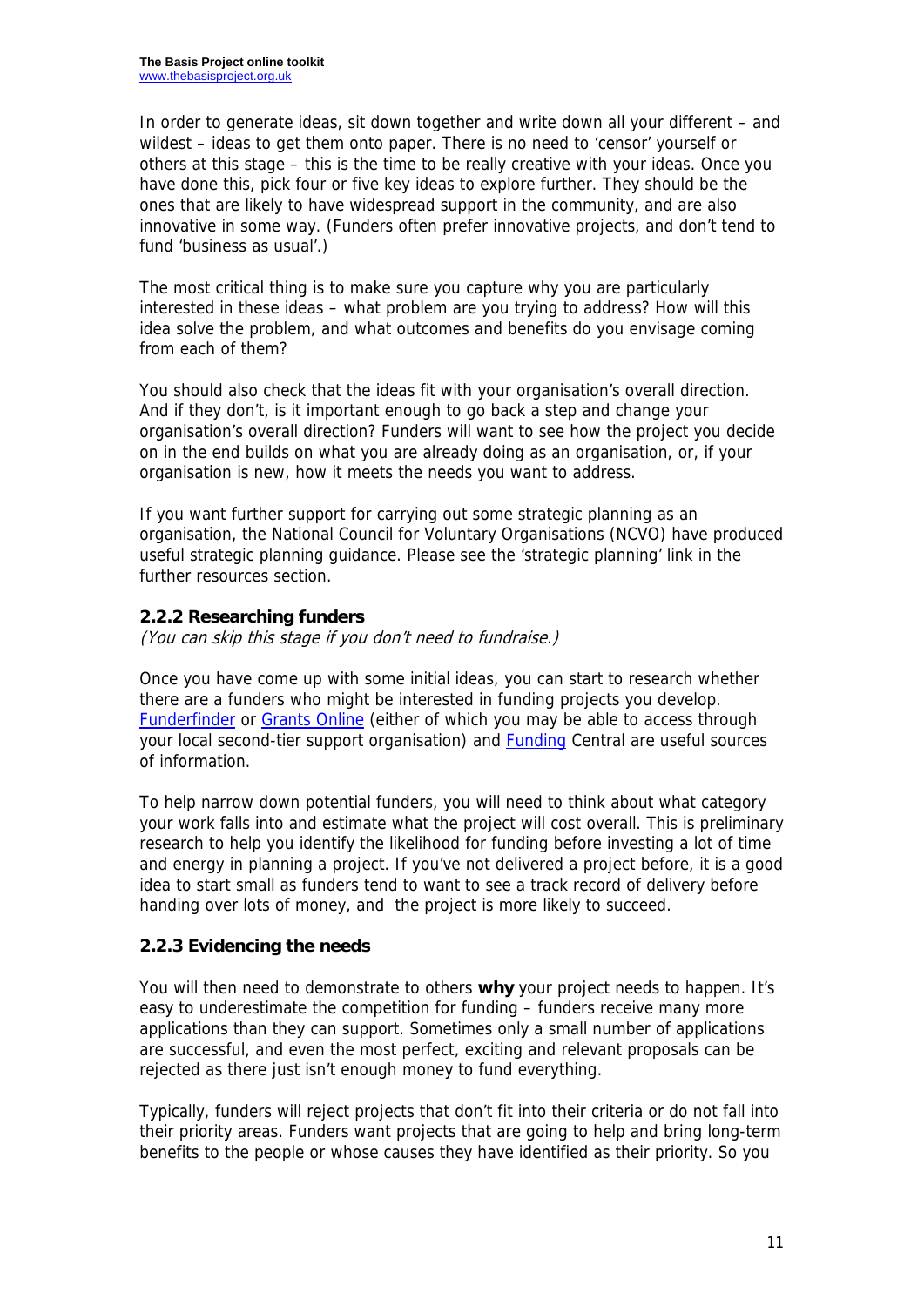In order to generate ideas, sit down together and write down all your different – and wildest – ideas to get them onto paper. There is no need to 'censor' yourself or others at this stage – this is the time to be really creative with your ideas. Once you have done this, pick four or five key ideas to explore further. They should be the ones that are likely to have widespread support in the community, and are also innovative in some way. (Funders often prefer innovative projects, and don't tend to fund 'business as usual'.)

The most critical thing is to make sure you capture why you are particularly interested in these ideas – what problem are you trying to address? How will this idea solve the problem, and what outcomes and benefits do you envisage coming from each of them?

You should also check that the ideas fit with your organisation's overall direction. And if they don't, is it important enough to go back a step and change your organisation's overall direction? Funders will want to see how the project you decide on in the end builds on what you are already doing as an organisation, or, if your organisation is new, how it meets the needs you want to address.

If you want further support for carrying out some strategic planning as an organisation, the National Council for Voluntary Organisations (NCVO) have produced useful strategic planning guidance. Please see the 'strategic planning' link in the further resources section.

### 2.2.2 Researching funders

*(You can skip this stage if you don't need to fundraise.)*

Once you have come up with some initial ideas, you can start to research whether there are a funders who might be interested in funding projects you develop. Funderfinder or Grants Online (either of which you may be able to access through your local second-tier support organisation) and Funding Central are useful sources of information.

To help narrow down potential funders, you will need to think about what category your work falls into and estimate what the project will cost overall. This is preliminary research to help you identify the likelihood for funding before investing a lot of time and energy in planning a project. If you've not delivered a project before, it is a good idea to start small as funders tend to want to see a track record of delivery before handing over lots of money, and the project is more likely to succeed.

### 2.2.3 Evidencing the needs

You will then need to demonstrate to others **why** your project needs to happen. It's easy to underestimate the competition for funding – funders receive many more applications than they can support. Sometimes only a small number of applications are successful, and even the most perfect, exciting and relevant proposals can be rejected as there just isn't enough money to fund everything.

Typically, funders will reject projects that don't fit into their criteria or do not fall into their priority areas. Funders want projects that are going to help and bring long-term benefits to the people or whose causes they have identified as their priority. So you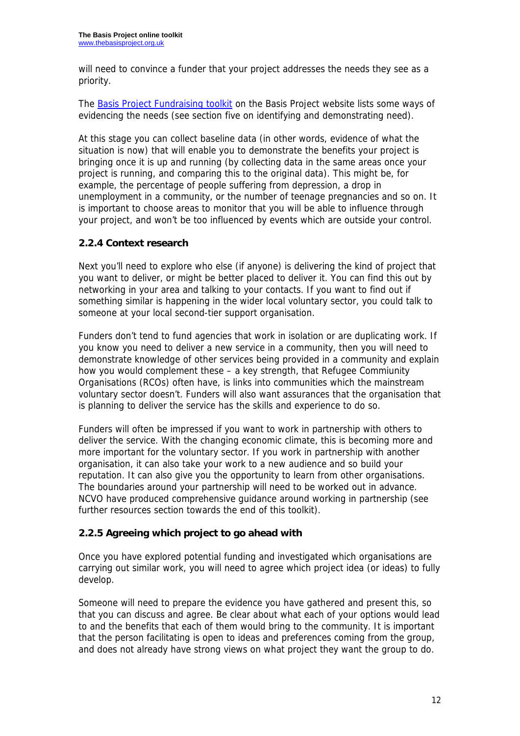will need to convince a funder that your project addresses the needs they see as a priority.

The Basis Project Fundraising toolkit on the Basis Project website lists some ways of evidencing the needs (see section five on identifying and demonstrating need).

At this stage you can collect baseline data (in other words, evidence of what the situation is now) that will enable you to demonstrate the benefits your project is bringing once it is up and running (by collecting data in the same areas once your project is running, and comparing this to the original data). This might be, for example, the percentage of people suffering from depression, a drop in unemployment in a community, or the number of teenage pregnancies and so on. It is important to choose areas to monitor that you will be able to influence through your project, and won't be too influenced by events which are outside your control.

### 2.2.4 Context research

Next you'll need to explore who else (if anyone) is delivering the kind of project that you want to deliver, or might be better placed to deliver it. You can find this out by networking in your area and talking to your contacts. If you want to find out if something similar is happening in the wider local voluntary sector, you could talk to someone at your local second-tier support organisation.

Funders don't tend to fund agencies that work in isolation or are duplicating work. If you know you need to deliver a new service in a community, then you will need to demonstrate knowledge of other services being provided in a community and explain how you would complement these – a key strength, that Refugee Commiunity Organisations (RCOs) often have, is links into communities which the mainstream voluntary sector doesn't. Funders will also want assurances that the organisation that is planning to deliver the service has the skills and experience to do so.

Funders will often be impressed if you want to work in partnership with others to deliver the service. With the changing economic climate, this is becoming more and more important for the voluntary sector. If you work in partnership with another organisation, it can also take your work to a new audience and so build your reputation. It can also give you the opportunity to learn from other organisations. The boundaries around your partnership will need to be worked out in advance. NCVO have produced comprehensive guidance around working in partnership (see further resources section towards the end of this toolkit).

### 2.2.5 Agreeing which project to go ahead with

Once you have explored potential funding and investigated which organisations are carrying out similar work, you will need to agree which project idea (or ideas) to fully develop.

Someone will need to prepare the evidence you have gathered and present this, so that you can discuss and agree. Be clear about what each of your options would lead to and the benefits that each of them would bring to the community. It is important that the person facilitating is open to ideas and preferences coming from the group, and does not already have strong views on what project they want the group to do.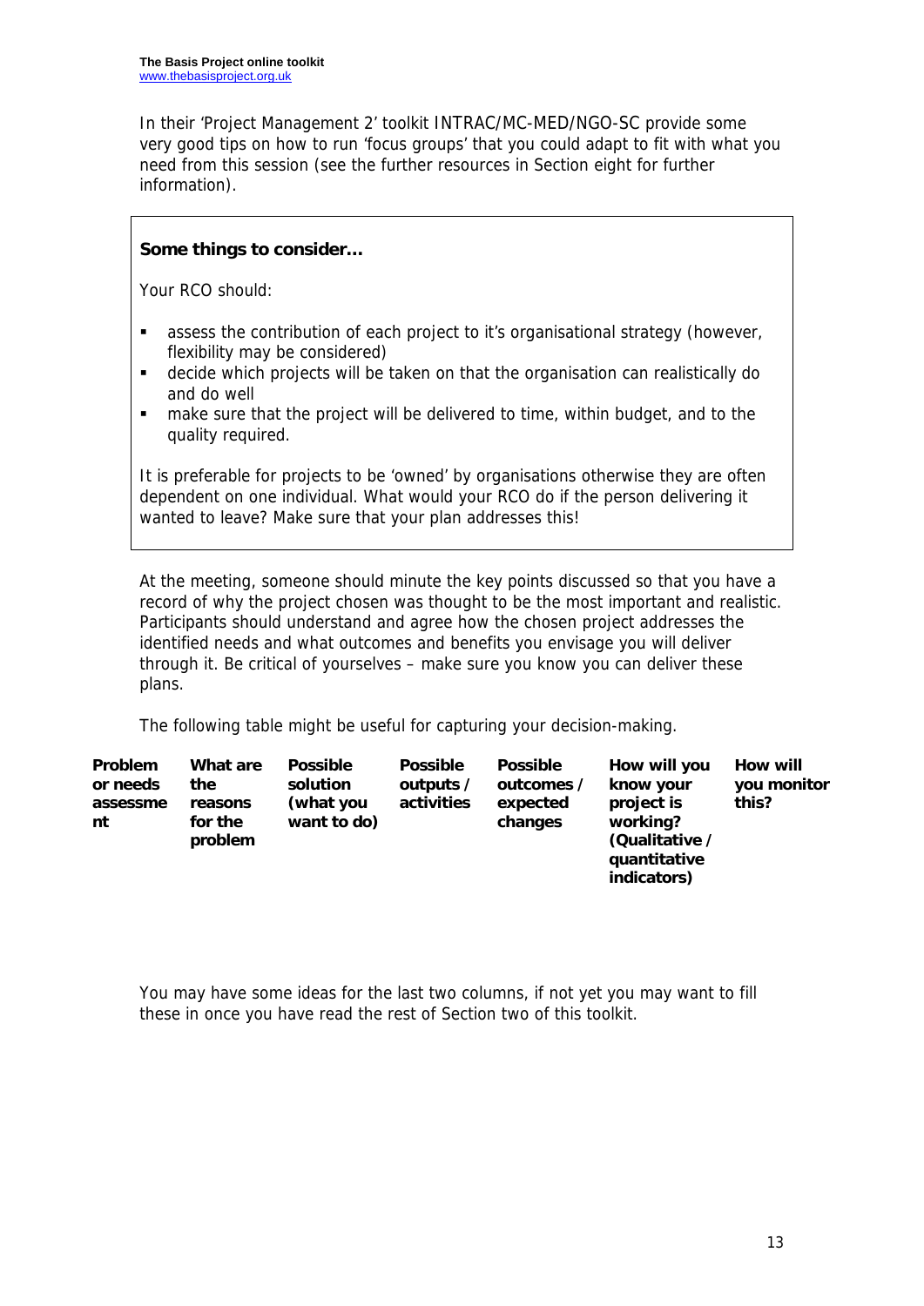In their 'Project Management 2' toolkit INTRAC/MC-MED/NGO-SC provide some very good tips on how to run 'focus groups' that you could adapt to fit with what you need from this session (see the further resources in Section eight for further information).

**Some things to consider…**

Your RCO should:

- assess the contribution of each project to it's organisational strategy (however, flexibility may be considered)
- decide which projects will be taken on that the organisation can realistically do and do well
- make sure that the project will be delivered to time, within budget, and to the quality required.

It is preferable for projects to be 'owned' by organisations otherwise they are often dependent on one individual. What would your RCO do if the person delivering it wanted to leave? Make sure that your plan addresses this!

At the meeting, someone should minute the key points discussed so that you have a record of why the project chosen was thought to be the most important and realistic. Participants should understand and agree how the chosen project addresses the identified needs and what outcomes and benefits you envisage you will deliver through it. Be critical of yourselves – make sure you know you can deliver these plans.

The following table might be useful for capturing your decision-making.

| Problem or needs assessment | What are the reasons for the problem | Possible solution (what you want to do) | Possible outputs / activities | Possible outcomes / expected changes | How will you know your project is working? (Qualitative / quantitative indicators) | How will you monitor this? |
| --- | --- | --- | --- | --- | --- | --- |
| | | | | | | |

You may have some ideas for the last two columns, if not yet you may want to fill these in once you have read the rest of Section two of this toolkit.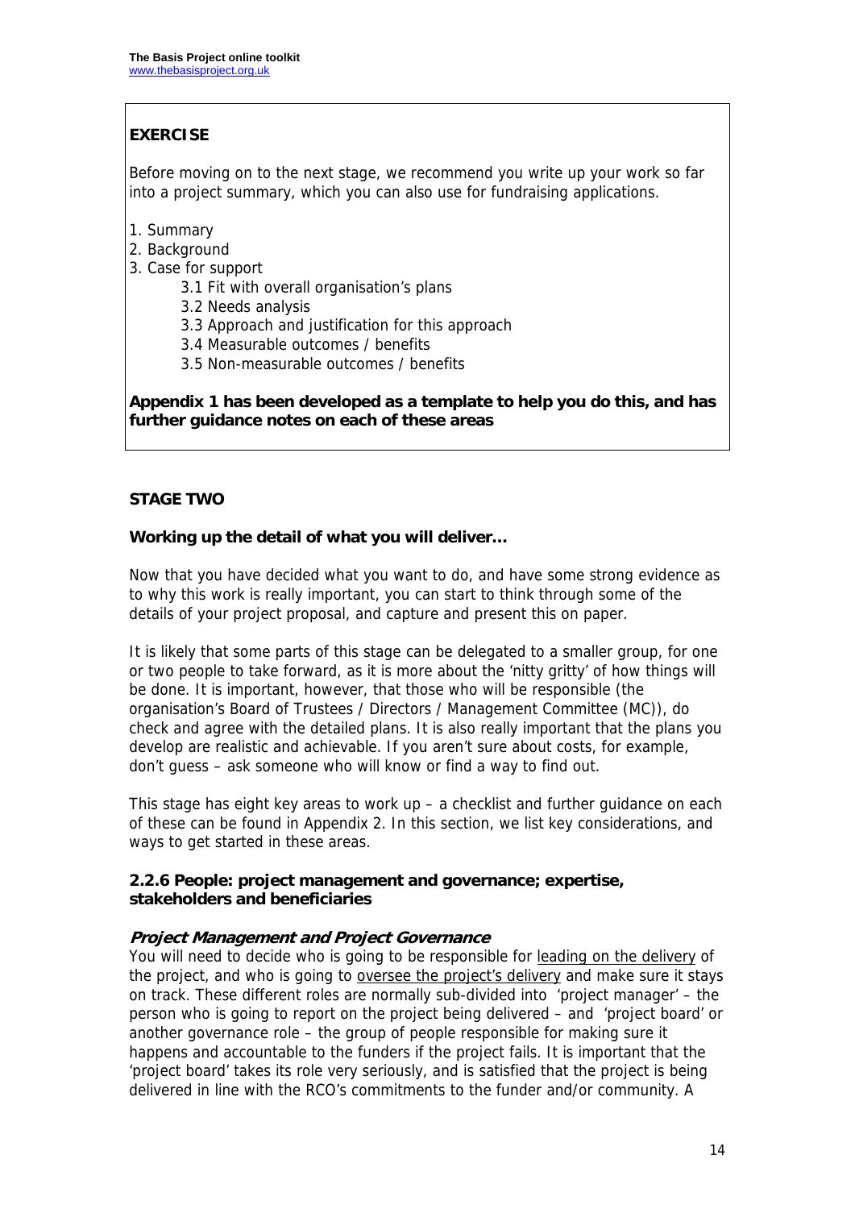**EXERCISE**

Before moving on to the next stage, we recommend you write up your work so far into a project summary, which you can also use for fundraising applications.

1. Summary
2. Background
3. Case for support
    - 3.1 Fit with overall organisation's plans
    - 3.2 Needs analysis
    - 3.3 Approach and justification for this approach
    - 3.4 Measurable outcomes / benefits
    - 3.5 Non-measurable outcomes / benefits

**Appendix 1 has been developed as a template to help you do this, and has further guidance notes on each of these areas**

## STAGE TWO

**Working up the detail of what you will deliver…**

Now that you have decided what you want to do, and have some strong evidence as to why this work is really important, you can start to think through some of the details of your project proposal, and capture and present this on paper.

It is likely that some parts of this stage can be delegated to a smaller group, for one or two people to take forward, as it is more about the 'nitty gritty' of how things will be done. It is important, however, that those who will be responsible (the organisation's Board of Trustees / Directors / Management Committee (MC)), do check and agree with the detailed plans. It is also really important that the plans you develop are realistic and achievable. If you aren't sure about costs, for example, don't guess – ask someone who will know or find a way to find out.

This stage has eight key areas to work up – a checklist and further guidance on each of these can be found in Appendix 2. In this section, we list key considerations, and ways to get started in these areas.

### 2.2.6 People: project management and governance; expertise, stakeholders and beneficiaries

***Project Management and Project Governance***

You will need to decide who is going to be responsible for leading on the delivery of the project, and who is going to oversee the project's delivery and make sure it stays on track. These different roles are normally sub-divided into 'project manager' – the person who is going to report on the project being delivered – and 'project board' or another governance role – the group of people responsible for making sure it happens and accountable to the funders if the project fails. It is important that the 'project board' takes its role very seriously, and is satisfied that the project is being delivered in line with the RCO's commitments to the funder and/or community. A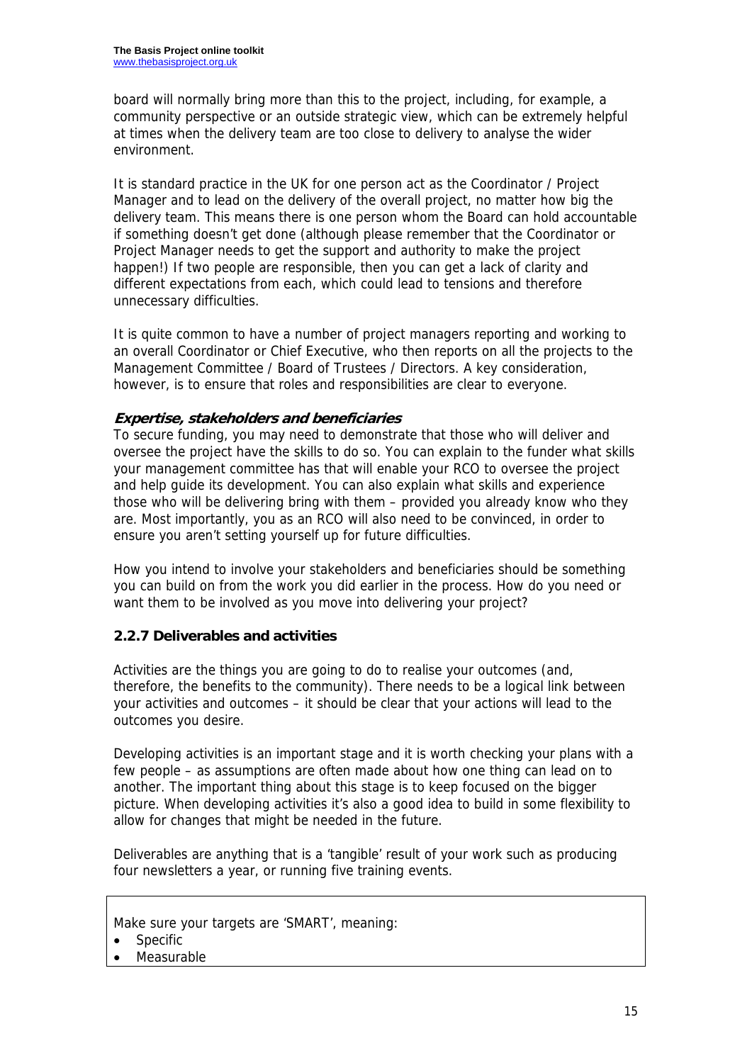board will normally bring more than this to the project, including, for example, a community perspective or an outside strategic view, which can be extremely helpful at times when the delivery team are too close to delivery to analyse the wider environment.

It is standard practice in the UK for one person act as the Coordinator / Project Manager and to lead on the delivery of the overall project, no matter how big the delivery team. This means there is one person whom the Board can hold accountable if something doesn't get done (although please remember that the Coordinator or Project Manager needs to get the support and authority to make the project happen!) If two people are responsible, then you can get a lack of clarity and different expectations from each, which could lead to tensions and therefore unnecessary difficulties.

It is quite common to have a number of project managers reporting and working to an overall Coordinator or Chief Executive, who then reports on all the projects to the Management Committee / Board of Trustees / Directors. A key consideration, however, is to ensure that roles and responsibilities are clear to everyone.

#### *Expertise, stakeholders and beneficiaries*

To secure funding, you may need to demonstrate that those who will deliver and oversee the project have the skills to do so. You can explain to the funder what skills your management committee has that will enable your RCO to oversee the project and help guide its development. You can also explain what skills and experience those who will be delivering bring with them – provided you already know who they are. Most importantly, you as an RCO will also need to be convinced, in order to ensure you aren't setting yourself up for future difficulties.

How you intend to involve your stakeholders and beneficiaries should be something you can build on from the work you did earlier in the process. How do you need or want them to be involved as you move into delivering your project?

### 2.2.7 Deliverables and activities

Activities are the things you are going to do to realise your outcomes (and, therefore, the benefits to the community). There needs to be a logical link between your activities and outcomes – it should be clear that your actions will lead to the outcomes you desire.

Developing activities is an important stage and it is worth checking your plans with a few people – as assumptions are often made about how one thing can lead on to another. The important thing about this stage is to keep focused on the bigger picture. When developing activities it's also a good idea to build in some flexibility to allow for changes that might be needed in the future.

Deliverables are anything that is a 'tangible' result of your work such as producing four newsletters a year, or running five training events.

Make sure your targets are 'SMART', meaning:

- Specific
- Measurable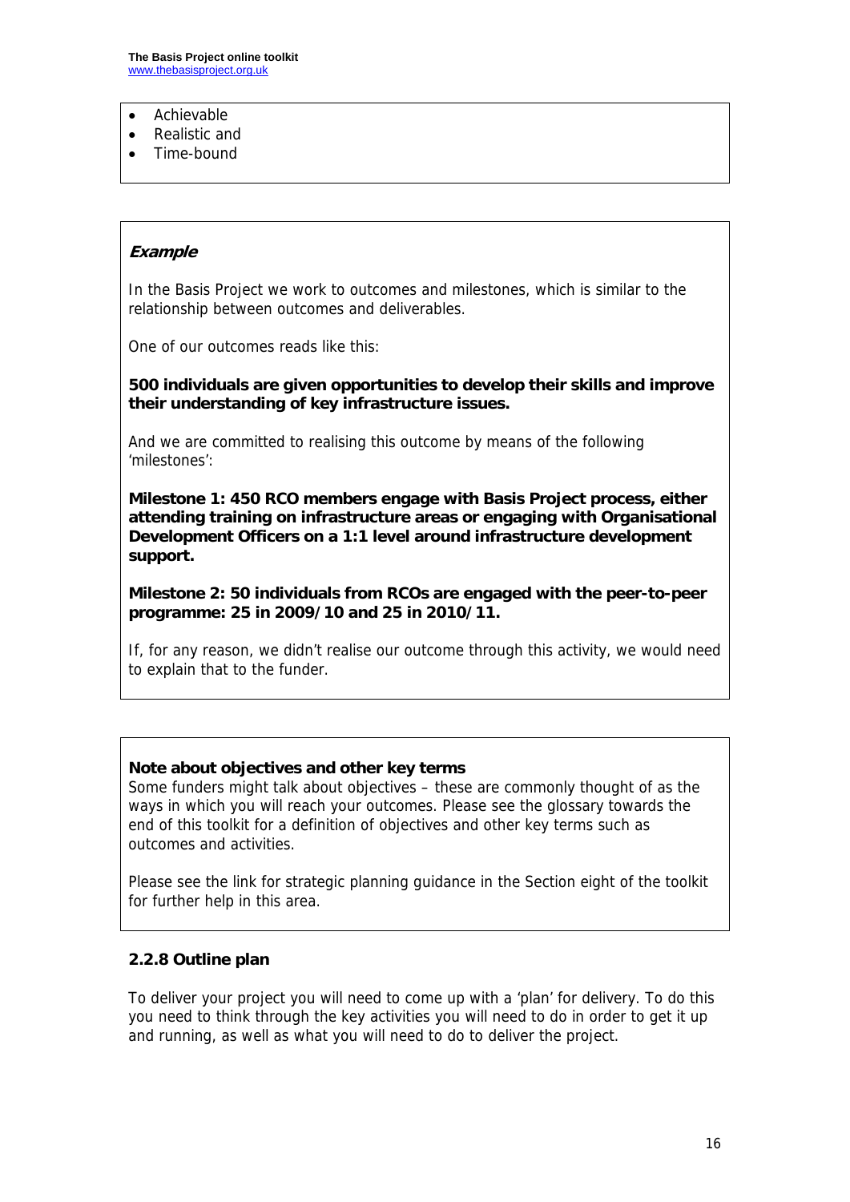- Achievable
- Realistic and
- Time-bound

***Example***

In the Basis Project we work to outcomes and milestones, which is similar to the relationship between outcomes and deliverables.

One of our outcomes reads like this:

**500 individuals are given opportunities to develop their skills and improve their understanding of key infrastructure issues.**

And we are committed to realising this outcome by means of the following 'milestones':

**Milestone 1: 450 RCO members engage with Basis Project process, either attending training on infrastructure areas or engaging with Organisational Development Officers on a 1:1 level around infrastructure development support.**

**Milestone 2: 50 individuals from RCOs are engaged with the peer-to-peer programme: 25 in 2009/10 and 25 in 2010/11.**

If, for any reason, we didn't realise our outcome through this activity, we would need to explain that to the funder.

**Note about objectives and other key terms**

Some funders might talk about objectives – these are commonly thought of as the ways in which you will reach your outcomes. Please see the glossary towards the end of this toolkit for a definition of objectives and other key terms such as outcomes and activities.

Please see the link for strategic planning guidance in the Section eight of the toolkit for further help in this area.

### 2.2.8 Outline plan

To deliver your project you will need to come up with a 'plan' for delivery. To do this you need to think through the key activities you will need to do in order to get it up and running, as well as what you will need to do to deliver the project.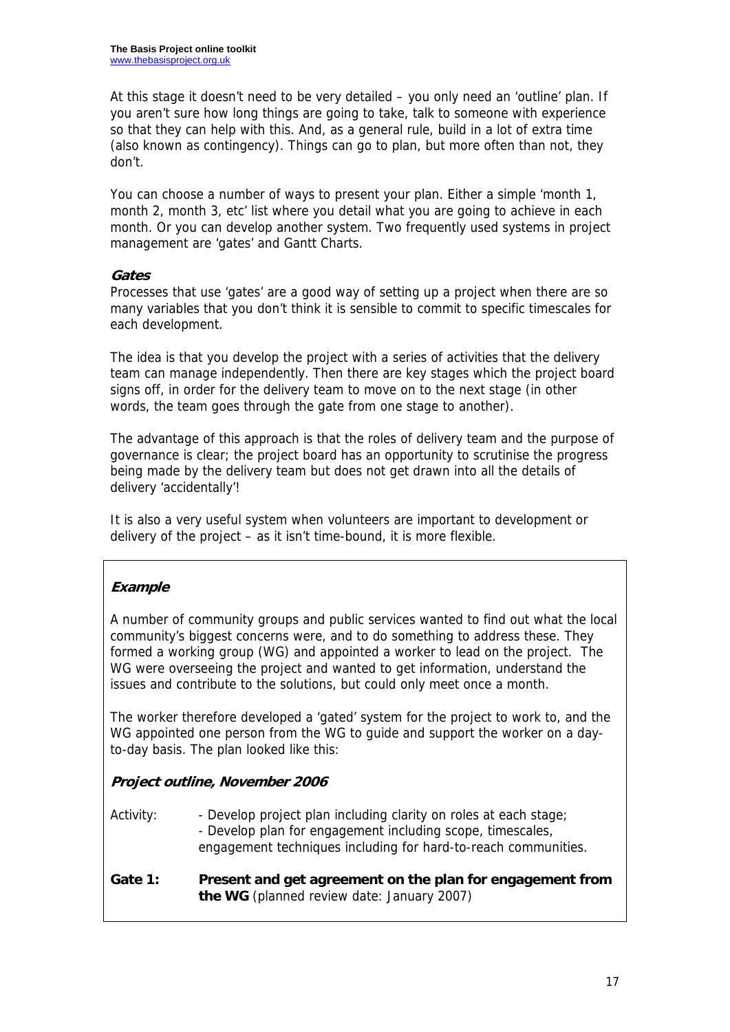At this stage it doesn't need to be very detailed – you only need an 'outline' plan. If you aren't sure how long things are going to take, talk to someone with experience so that they can help with this. And, as a general rule, build in a lot of extra time (also known as contingency). Things can go to plan, but more often than not, they don't.

You can choose a number of ways to present your plan. Either a simple 'month 1, month 2, month 3, etc' list where you detail what you are going to achieve in each month. Or you can develop another system. Two frequently used systems in project management are 'gates' and Gantt Charts.

### *Gates*

Processes that use 'gates' are a good way of setting up a project when there are so many variables that you don't think it is sensible to commit to specific timescales for each development.

The idea is that you develop the project with a series of activities that the delivery team can manage independently. Then there are key stages which the project board signs off, in order for the delivery team to move on to the next stage (in other words, the team goes through the gate from one stage to another).

The advantage of this approach is that the roles of delivery team and the purpose of governance is clear; the project board has an opportunity to scrutinise the progress being made by the delivery team but does not get drawn into all the details of delivery 'accidentally'!

It is also a very useful system when volunteers are important to development or delivery of the project – as it isn't time-bound, it is more flexible.

> ***Example***
>
> A number of community groups and public services wanted to find out what the local community's biggest concerns were, and to do something to address these. They formed a working group (WG) and appointed a worker to lead on the project. The WG were overseeing the project and wanted to get information, understand the issues and contribute to the solutions, but could only meet once a month.
>
> The worker therefore developed a 'gated' system for the project to work to, and the WG appointed one person from the WG to guide and support the worker on a day-to-day basis. The plan looked like this:
>
> ***Project outline, November 2006***
>
> Activity:
> - Develop project plan including clarity on roles at each stage;
> - Develop plan for engagement including scope, timescales, engagement techniques including for hard-to-reach communities.
>
> **Gate 1: Present and get agreement on the plan for engagement from the WG** (planned review date: January 2007)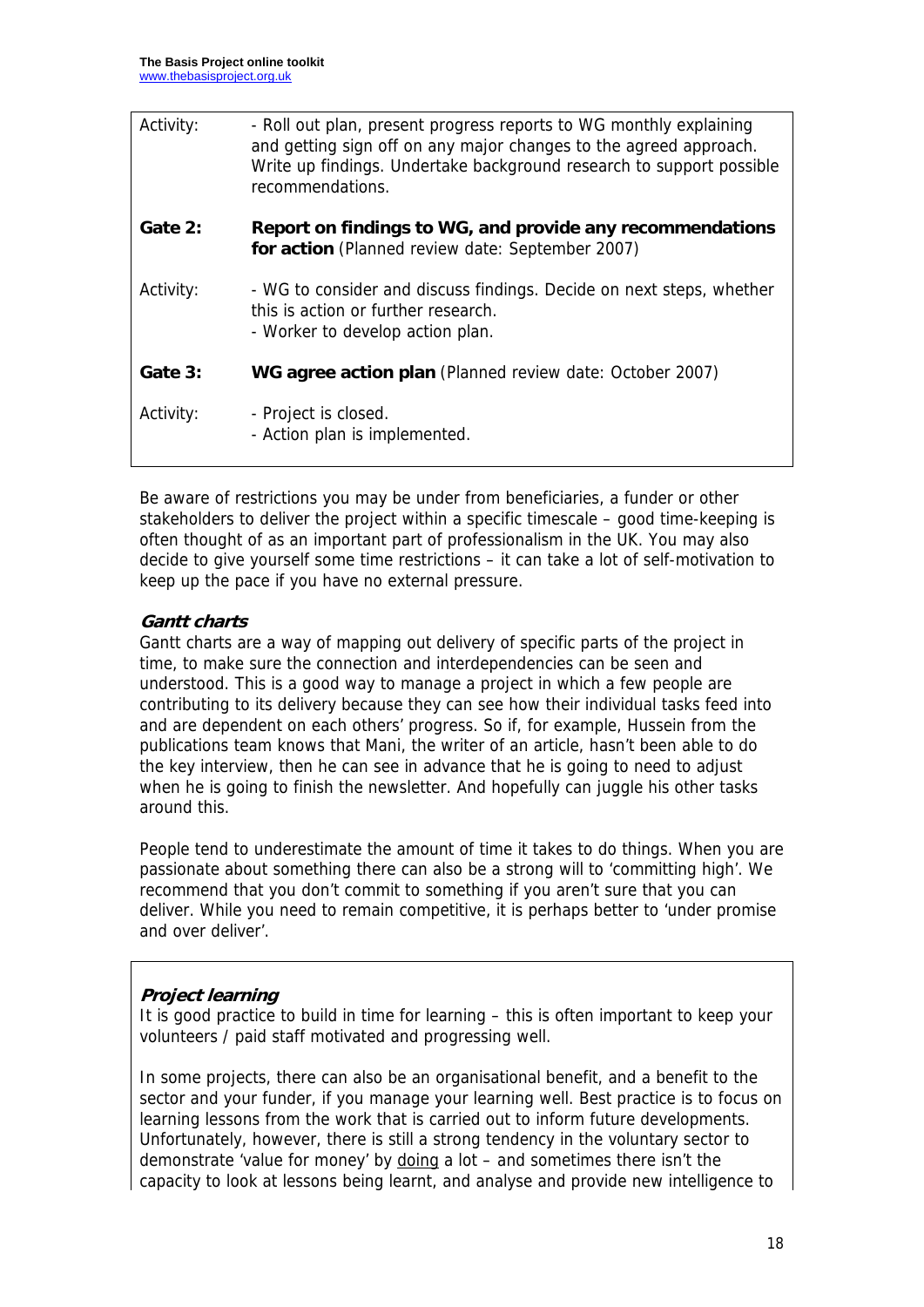| | |
|---|---|
| Activity: | - Roll out plan, present progress reports to WG monthly explaining and getting sign off on any major changes to the agreed approach. Write up findings. Undertake background research to support possible recommendations. |
| **Gate 2:** | **Report on findings to WG, and provide any recommendations for action** (Planned review date: September 2007) |
| Activity: | - WG to consider and discuss findings. Decide on next steps, whether this is action or further research.<br>- Worker to develop action plan. |
| **Gate 3:** | **WG agree action plan** (Planned review date: October 2007) |
| Activity: | - Project is closed.<br>- Action plan is implemented. |

Be aware of restrictions you may be under from beneficiaries, a funder or other stakeholders to deliver the project within a specific timescale – good time-keeping is often thought of as an important part of professionalism in the UK. You may also decide to give yourself some time restrictions – it can take a lot of self-motivation to keep up the pace if you have no external pressure.

### *Gantt charts*

Gantt charts are a way of mapping out delivery of specific parts of the project in time, to make sure the connection and interdependencies can be seen and understood. This is a good way to manage a project in which a few people are contributing to its delivery because they can see how their individual tasks feed into and are dependent on each others' progress. So if, for example, Hussein from the publications team knows that Mani, the writer of an article, hasn't been able to do the key interview, then he can see in advance that he is going to need to adjust when he is going to finish the newsletter. And hopefully can juggle his other tasks around this.

People tend to underestimate the amount of time it takes to do things. When you are passionate about something there can also be a strong will to 'committing high'. We recommend that you don't commit to something if you aren't sure that you can deliver. While you need to remain competitive, it is perhaps better to 'under promise and over deliver'.

### *Project learning*

It is good practice to build in time for learning – this is often important to keep your volunteers / paid staff motivated and progressing well.

In some projects, there can also be an organisational benefit, and a benefit to the sector and your funder, if you manage your learning well. Best practice is to focus on learning lessons from the work that is carried out to inform future developments. Unfortunately, however, there is still a strong tendency in the voluntary sector to demonstrate 'value for money' by <u>doing</u> a lot – and sometimes there isn't the capacity to look at lessons being learnt, and analyse and provide new intelligence to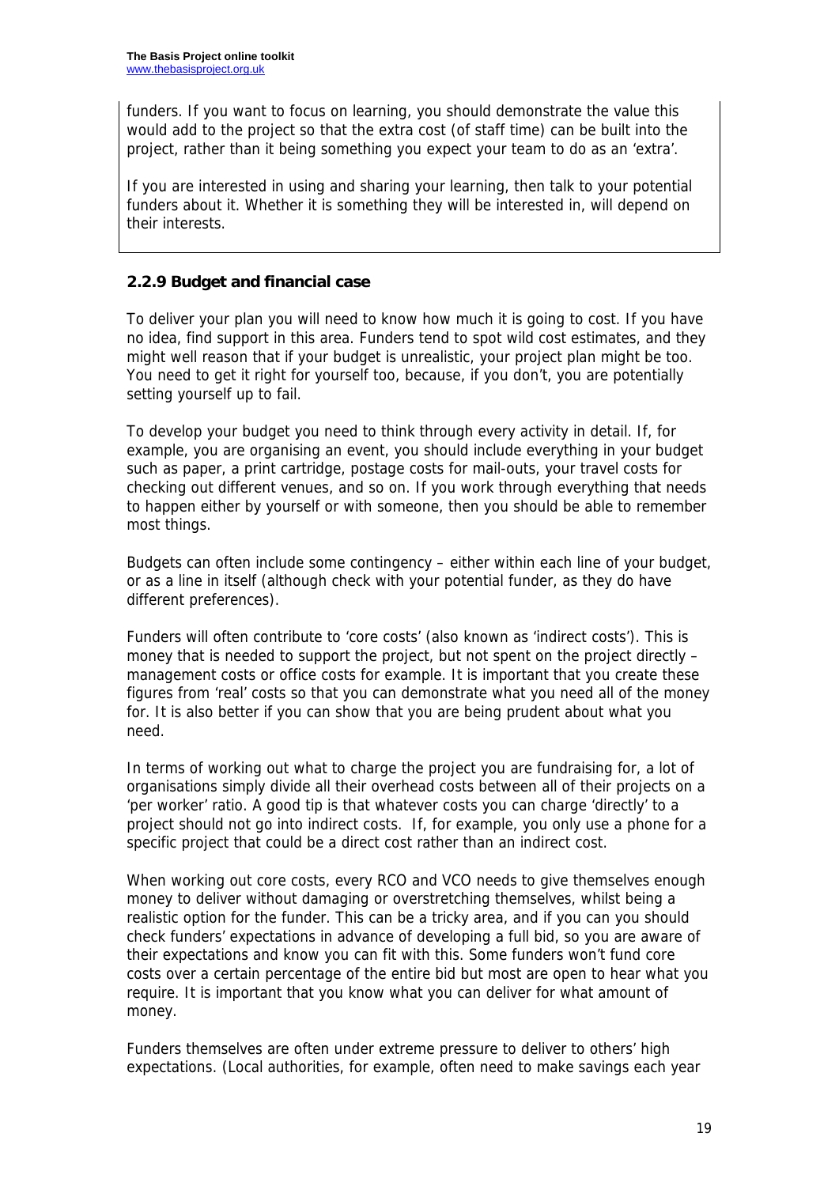funders. If you want to focus on learning, you should demonstrate the value this would add to the project so that the extra cost (of staff time) can be built into the project, rather than it being something you expect your team to do as an 'extra'.

If you are interested in using and sharing your learning, then talk to your potential funders about it. Whether it is something they will be interested in, will depend on their interests.

### 2.2.9 Budget and financial case

To deliver your plan you will need to know how much it is going to cost. If you have no idea, find support in this area. Funders tend to spot wild cost estimates, and they might well reason that if your budget is unrealistic, your project plan might be too. You need to get it right for yourself too, because, if you don't, you are potentially setting yourself up to fail.

To develop your budget you need to think through every activity in detail. If, for example, you are organising an event, you should include everything in your budget such as paper, a print cartridge, postage costs for mail-outs, your travel costs for checking out different venues, and so on. If you work through everything that needs to happen either by yourself or with someone, then you should be able to remember most things.

Budgets can often include some contingency – either within each line of your budget, or as a line in itself (although check with your potential funder, as they do have different preferences).

Funders will often contribute to 'core costs' (also known as 'indirect costs'). This is money that is needed to support the project, but not spent on the project directly – management costs or office costs for example. It is important that you create these figures from 'real' costs so that you can demonstrate what you need all of the money for. It is also better if you can show that you are being prudent about what you need.

In terms of working out what to charge the project you are fundraising for, a lot of organisations simply divide all their overhead costs between all of their projects on a 'per worker' ratio. A good tip is that whatever costs you can charge 'directly' to a project should not go into indirect costs. If, for example, you only use a phone for a specific project that could be a direct cost rather than an indirect cost.

When working out core costs, every RCO and VCO needs to give themselves enough money to deliver without damaging or overstretching themselves, whilst being a realistic option for the funder. This can be a tricky area, and if you can you should check funders' expectations in advance of developing a full bid, so you are aware of their expectations and know you can fit with this. Some funders won't fund core costs over a certain percentage of the entire bid but most are open to hear what you require. It is important that you know what you can deliver for what amount of money.

Funders themselves are often under extreme pressure to deliver to others' high expectations. (Local authorities, for example, often need to make savings each year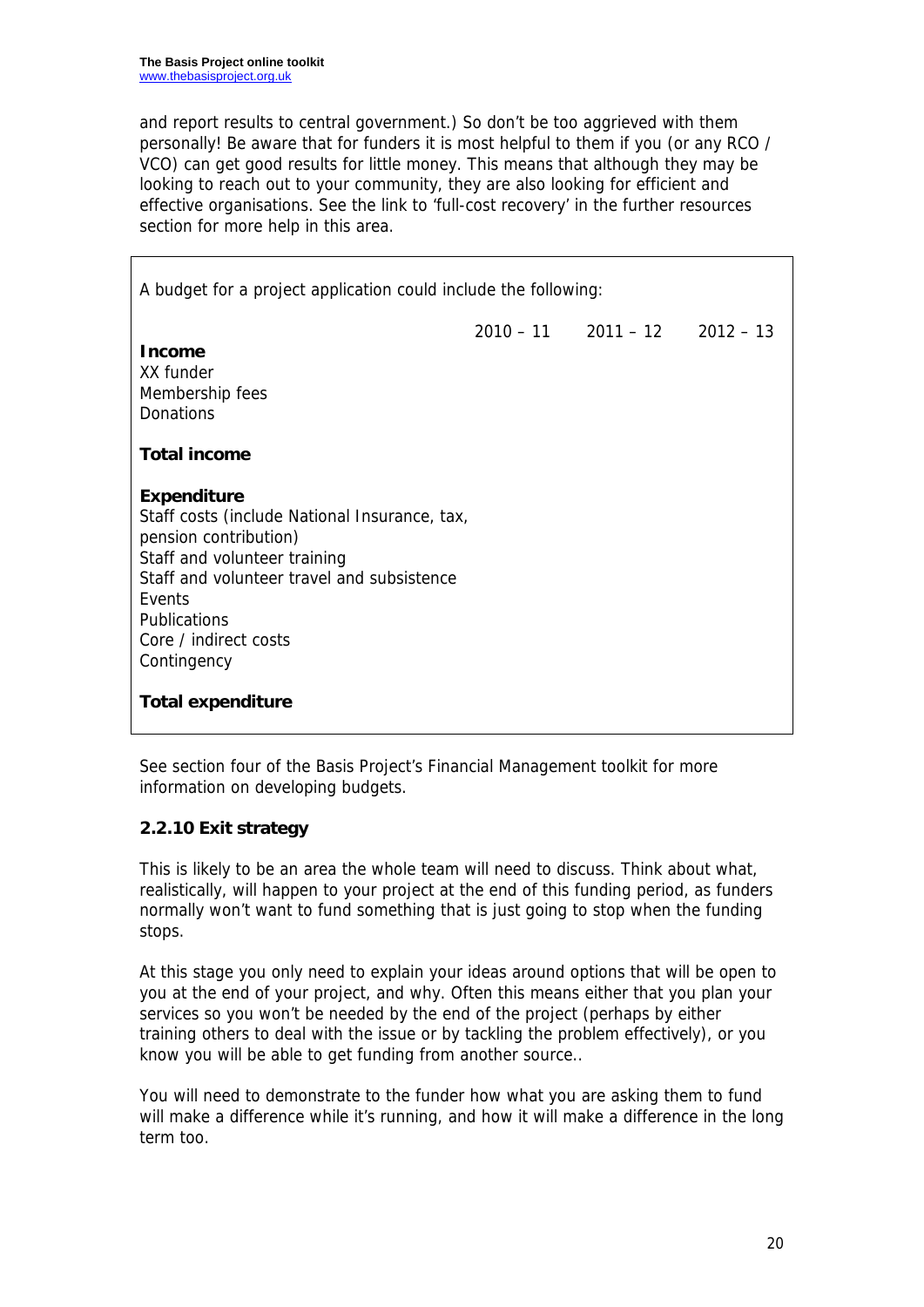and report results to central government.) So don't be too aggrieved with them personally! Be aware that for funders it is most helpful to them if you (or any RCO / VCO) can get good results for little money. This means that although they may be looking to reach out to your community, they are also looking for efficient and effective organisations. See the link to 'full-cost recovery' in the further resources section for more help in this area.

A budget for a project application could include the following:

| | 2010 – 11 | 2011 – 12 | 2012 – 13 |
|---|---|---|---|
| **Income** | | | |
| XX funder | | | |
| Membership fees | | | |
| Donations | | | |
| **Total income** | | | |
| **Expenditure** | | | |
| Staff costs (include National Insurance, tax, pension contribution) | | | |
| Staff and volunteer training | | | |
| Staff and volunteer travel and subsistence | | | |
| Events | | | |
| Publications | | | |
| Core / indirect costs | | | |
| Contingency | | | |
| **Total expenditure** | | | |

See section four of the Basis Project's Financial Management toolkit for more information on developing budgets.

### 2.2.10 Exit strategy

This is likely to be an area the whole team will need to discuss. Think about what, realistically, will happen to your project at the end of this funding period, as funders normally won't want to fund something that is just going to stop when the funding stops.

At this stage you only need to explain your ideas around options that will be open to you at the end of your project, and why. Often this means either that you plan your services so you won't be needed by the end of the project (perhaps by either training others to deal with the issue or by tackling the problem effectively), or you know you will be able to get funding from another source..

You will need to demonstrate to the funder how what you are asking them to fund will make a difference while it's running, and how it will make a difference in the long term too.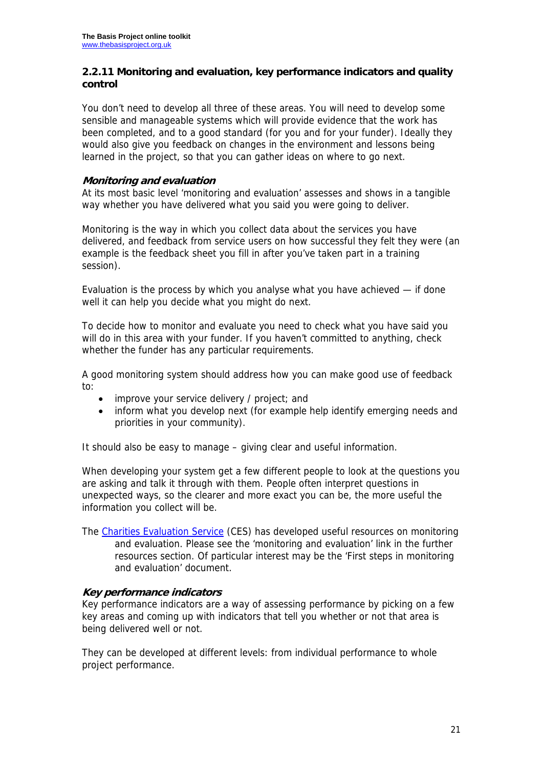## 2.2.11 Monitoring and evaluation, key performance indicators and quality control

You don't need to develop all three of these areas. You will need to develop some sensible and manageable systems which will provide evidence that the work has been completed, and to a good standard (for you and for your funder). Ideally they would also give you feedback on changes in the environment and lessons being learned in the project, so that you can gather ideas on where to go next.

### *Monitoring and evaluation*

At its most basic level 'monitoring and evaluation' assesses and shows in a tangible way whether you have delivered what you said you were going to deliver.

Monitoring is the way in which you collect data about the services you have delivered, and feedback from service users on how successful they felt they were (an example is the feedback sheet you fill in after you've taken part in a training session).

Evaluation is the process by which you analyse what you have achieved — if done well it can help you decide what you might do next.

To decide how to monitor and evaluate you need to check what you have said you will do in this area with your funder. If you haven't committed to anything, check whether the funder has any particular requirements.

A good monitoring system should address how you can make good use of feedback to:

- improve your service delivery / project; and
- inform what you develop next (for example help identify emerging needs and priorities in your community).

It should also be easy to manage – giving clear and useful information.

When developing your system get a few different people to look at the questions you are asking and talk it through with them. People often interpret questions in unexpected ways, so the clearer and more exact you can be, the more useful the information you collect will be.

The Charities Evaluation Service (CES) has developed useful resources on monitoring and evaluation. Please see the 'monitoring and evaluation' link in the further resources section. Of particular interest may be the 'First steps in monitoring and evaluation' document.

### *Key performance indicators*

Key performance indicators are a way of assessing performance by picking on a few key areas and coming up with indicators that tell you whether or not that area is being delivered well or not.

They can be developed at different levels: from individual performance to whole project performance.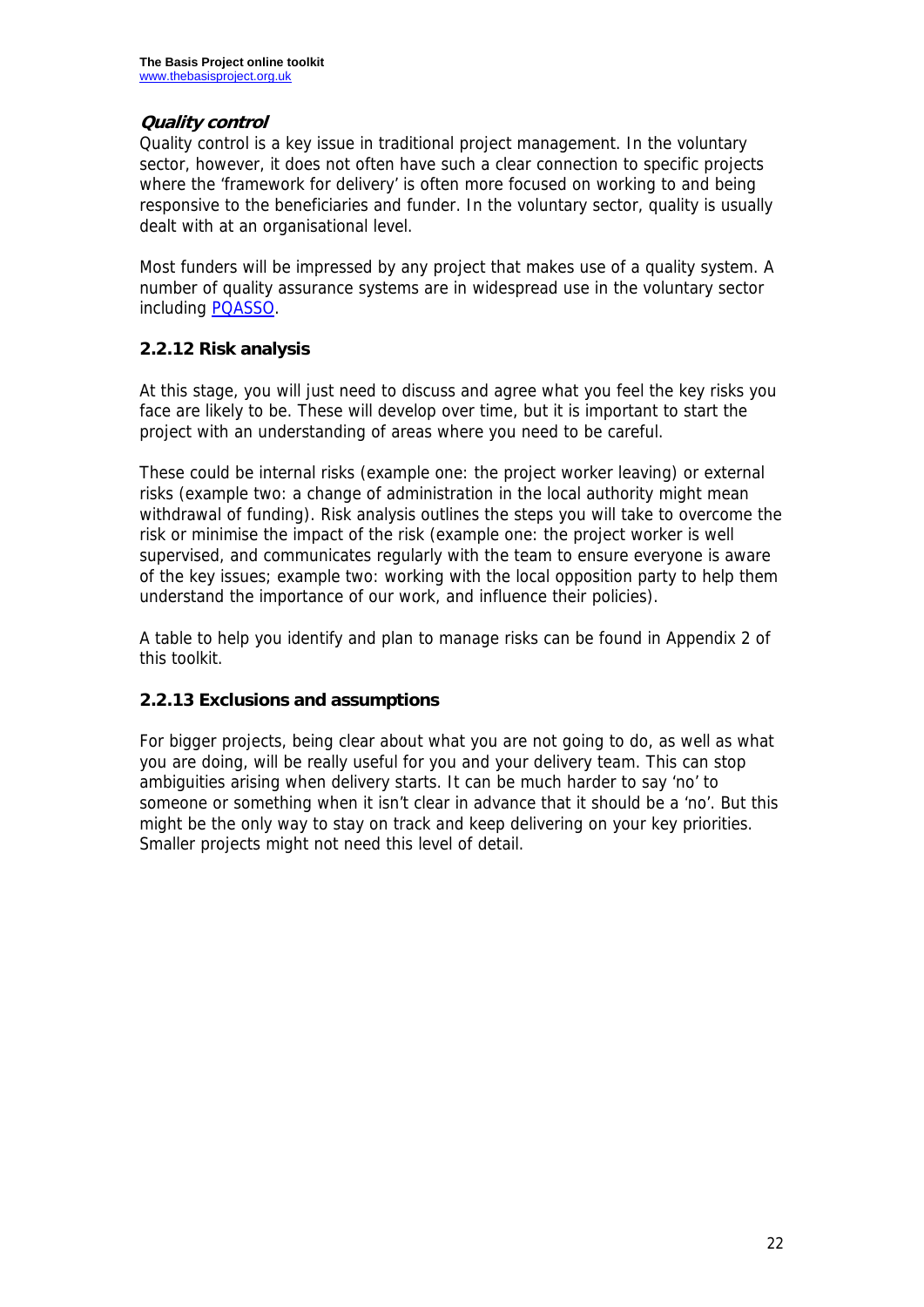### *Quality control*

Quality control is a key issue in traditional project management. In the voluntary sector, however, it does not often have such a clear connection to specific projects where the 'framework for delivery' is often more focused on working to and being responsive to the beneficiaries and funder. In the voluntary sector, quality is usually dealt with at an organisational level.

Most funders will be impressed by any project that makes use of a quality system. A number of quality assurance systems are in widespread use in the voluntary sector including PQASSO.

### 2.2.12 Risk analysis

At this stage, you will just need to discuss and agree what you feel the key risks you face are likely to be. These will develop over time, but it is important to start the project with an understanding of areas where you need to be careful.

These could be internal risks (example one: the project worker leaving) or external risks (example two: a change of administration in the local authority might mean withdrawal of funding). Risk analysis outlines the steps you will take to overcome the risk or minimise the impact of the risk (example one: the project worker is well supervised, and communicates regularly with the team to ensure everyone is aware of the key issues; example two: working with the local opposition party to help them understand the importance of our work, and influence their policies).

A table to help you identify and plan to manage risks can be found in Appendix 2 of this toolkit.

### 2.2.13 Exclusions and assumptions

For bigger projects, being clear about what you are not going to do, as well as what you are doing, will be really useful for you and your delivery team. This can stop ambiguities arising when delivery starts. It can be much harder to say 'no' to someone or something when it isn't clear in advance that it should be a 'no'. But this might be the only way to stay on track and keep delivering on your key priorities. Smaller projects might not need this level of detail.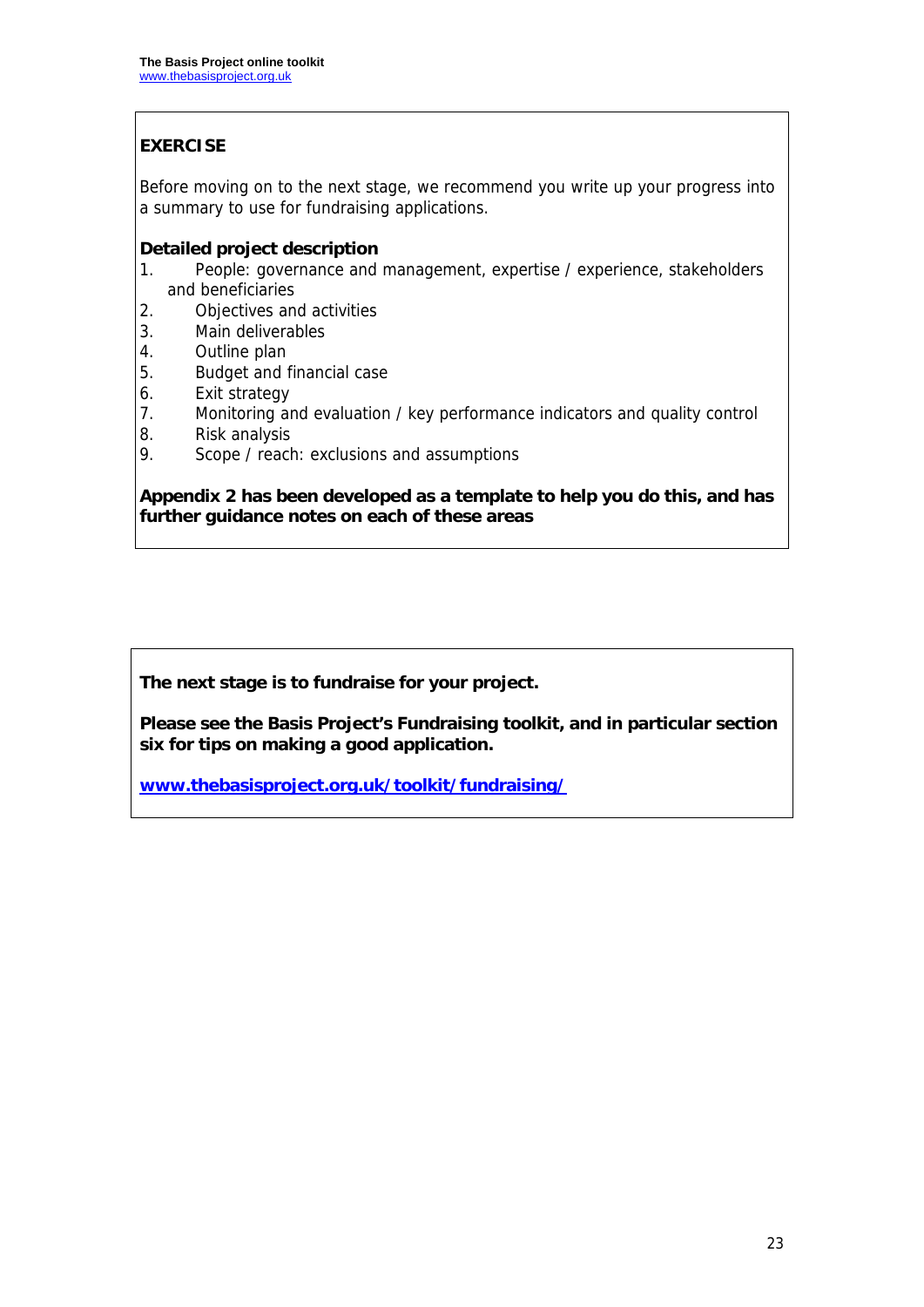**EXERCISE**

Before moving on to the next stage, we recommend you write up your progress into a summary to use for fundraising applications.

**Detailed project description**

1. People: governance and management, expertise / experience, stakeholders and beneficiaries
2. Objectives and activities
3. Main deliverables
4. Outline plan
5. Budget and financial case
6. Exit strategy
7. Monitoring and evaluation / key performance indicators and quality control
8. Risk analysis
9. Scope / reach: exclusions and assumptions

**Appendix 2 has been developed as a template to help you do this, and has further guidance notes on each of these areas**

**The next stage is to fundraise for your project.**

**Please see the Basis Project's Fundraising toolkit, and in particular section six for tips on making a good application.**

**[www.thebasisproject.org.uk/toolkit/fundraising/](www.thebasisproject.org.uk/toolkit/fundraising/)**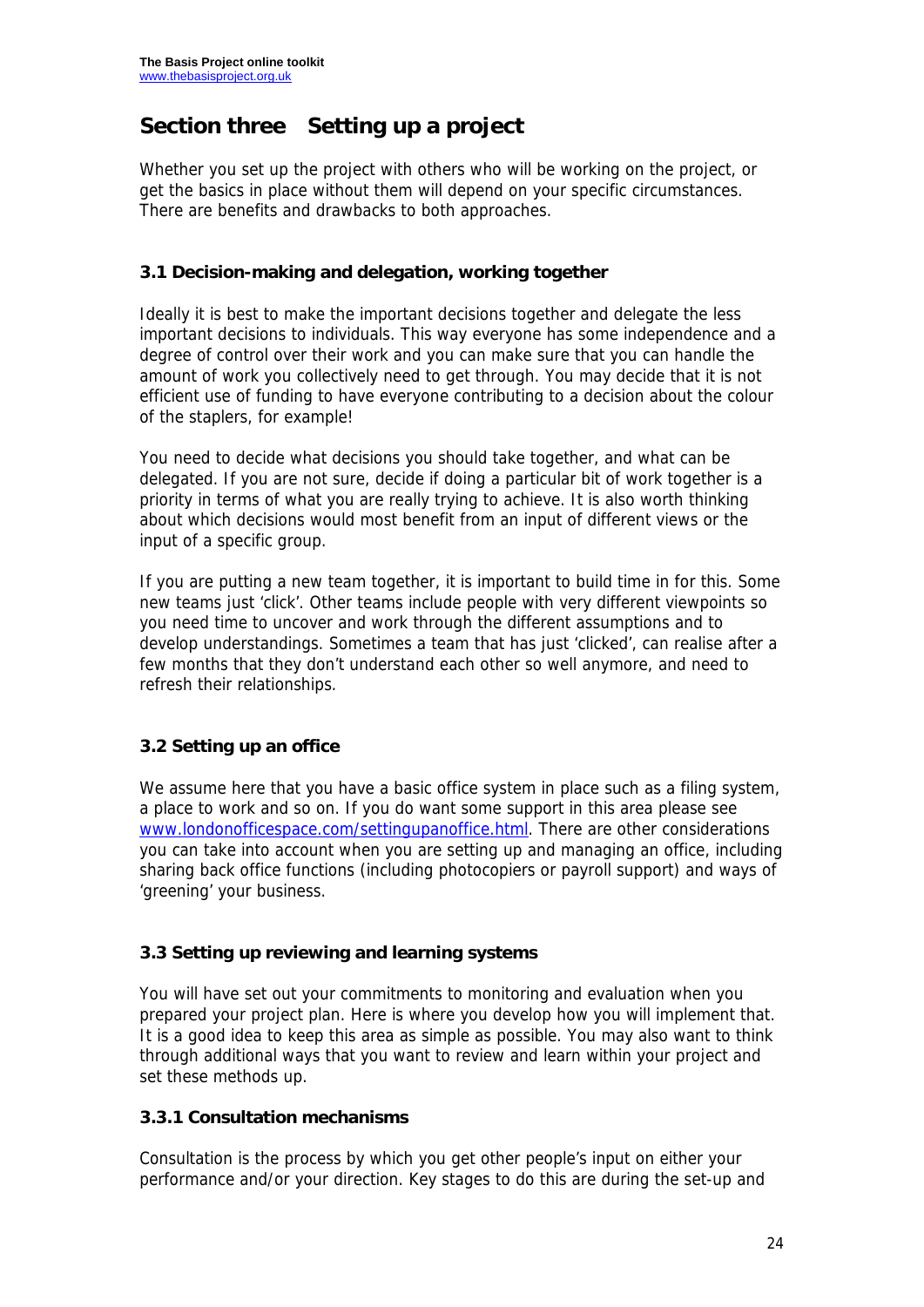## Section three   Setting up a project

Whether you set up the project with others who will be working on the project, or get the basics in place without them will depend on your specific circumstances. There are benefits and drawbacks to both approaches.

### 3.1 Decision-making and delegation, working together

Ideally it is best to make the important decisions together and delegate the less important decisions to individuals. This way everyone has some independence and a degree of control over their work and you can make sure that you can handle the amount of work you collectively need to get through. You may decide that it is not efficient use of funding to have everyone contributing to a decision about the colour of the staplers, for example!

You need to decide what decisions you should take together, and what can be delegated. If you are not sure, decide if doing a particular bit of work together is a priority in terms of what you are really trying to achieve. It is also worth thinking about which decisions would most benefit from an input of different views or the input of a specific group.

If you are putting a new team together, it is important to build time in for this. Some new teams just 'click'. Other teams include people with very different viewpoints so you need time to uncover and work through the different assumptions and to develop understandings. Sometimes a team that has just 'clicked', can realise after a few months that they don't understand each other so well anymore, and need to refresh their relationships.

### 3.2 Setting up an office

We assume here that you have a basic office system in place such as a filing system, a place to work and so on. If you do want some support in this area please see [www.londonofficespace.com/settingupanoffice.html](http://www.londonofficespace.com/settingupanoffice.html). There are other considerations you can take into account when you are setting up and managing an office, including sharing back office functions (including photocopiers or payroll support) and ways of 'greening' your business.

### 3.3 Setting up reviewing and learning systems

You will have set out your commitments to monitoring and evaluation when you prepared your project plan. Here is where you develop how you will implement that. It is a good idea to keep this area as simple as possible. You may also want to think through additional ways that you want to review and learn within your project and set these methods up.

#### 3.3.1 Consultation mechanisms

Consultation is the process by which you get other people's input on either your performance and/or your direction. Key stages to do this are during the set-up and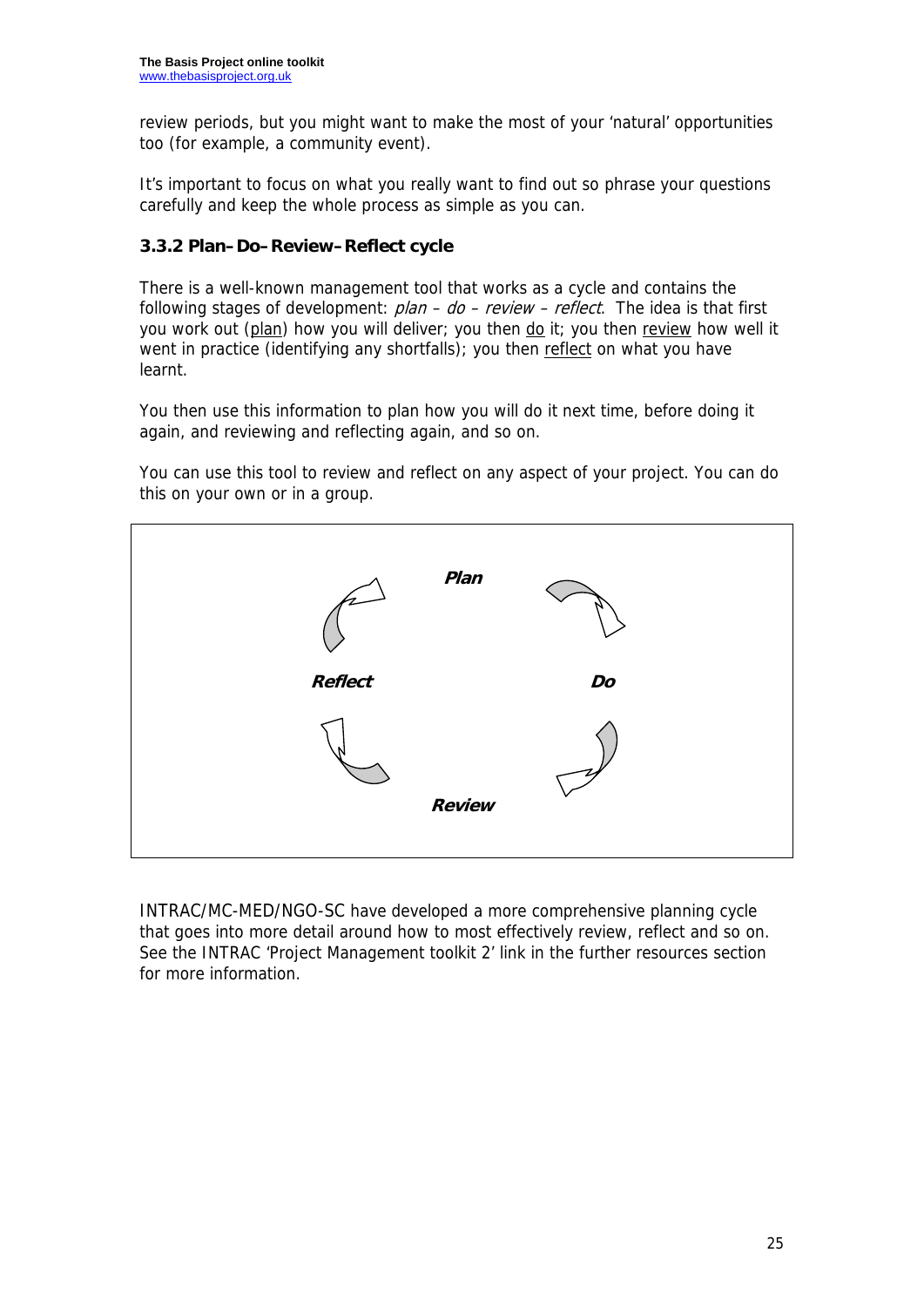review periods, but you might want to make the most of your 'natural' opportunities too (for example, a community event).

It's important to focus on what you really want to find out so phrase your questions carefully and keep the whole process as simple as you can.

### 3.3.2 Plan–Do–Review–Reflect cycle

There is a well-known management tool that works as a cycle and contains the following stages of development: *plan – do – review – reflect*. The idea is that first you work out (plan) how you will deliver; you then do it; you then review how well it went in practice (identifying any shortfalls); you then reflect on what you have learnt.

You then use this information to plan how you will do it next time, before doing it again, and reviewing and reflecting again, and so on.

You can use this tool to review and reflect on any aspect of your project. You can do this on your own or in a group.

***Plan***

***Do***

***Review***

***Reflect***

INTRAC/MC-MED/NGO-SC have developed a more comprehensive planning cycle that goes into more detail around how to most effectively review, reflect and so on. See the INTRAC 'Project Management toolkit 2' link in the further resources section for more information.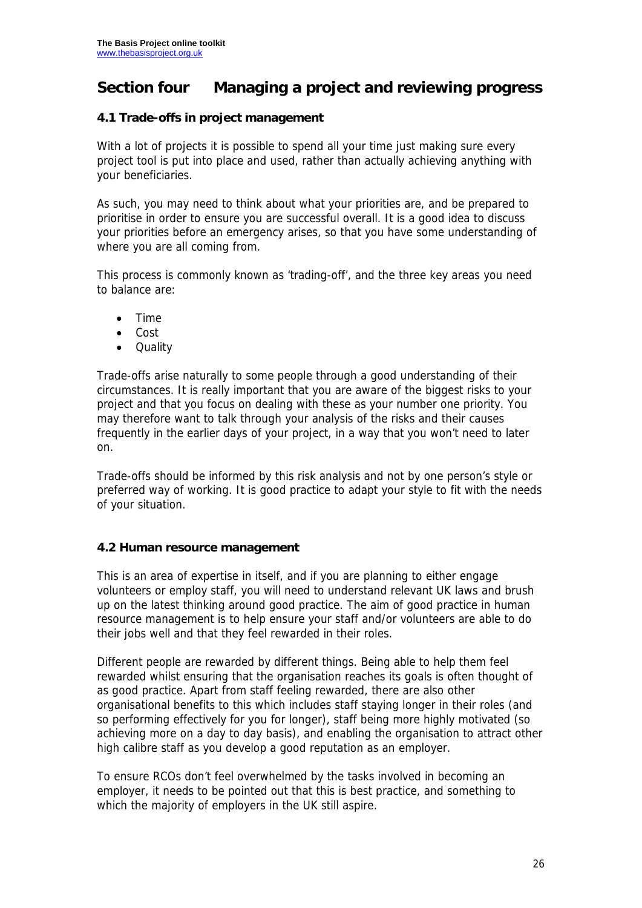## Section four Managing a project and reviewing progress

### 4.1 Trade-offs in project management

With a lot of projects it is possible to spend all your time just making sure every project tool is put into place and used, rather than actually achieving anything with your beneficiaries.

As such, you may need to think about what your priorities are, and be prepared to prioritise in order to ensure you are successful overall. It is a good idea to discuss your priorities before an emergency arises, so that you have some understanding of where you are all coming from.

This process is commonly known as 'trading-off', and the three key areas you need to balance are:

- Time
- Cost
- Quality

Trade-offs arise naturally to some people through a good understanding of their circumstances. It is really important that you are aware of the biggest risks to your project and that you focus on dealing with these as your number one priority. You may therefore want to talk through your analysis of the risks and their causes frequently in the earlier days of your project, in a way that you won't need to later on.

Trade-offs should be informed by this risk analysis and not by one person's style or preferred way of working. It is good practice to adapt your style to fit with the needs of your situation.

### 4.2 Human resource management

This is an area of expertise in itself, and if you are planning to either engage volunteers or employ staff, you will need to understand relevant UK laws and brush up on the latest thinking around good practice. The aim of good practice in human resource management is to help ensure your staff and/or volunteers are able to do their jobs well and that they feel rewarded in their roles.

Different people are rewarded by different things. Being able to help them feel rewarded whilst ensuring that the organisation reaches its goals is often thought of as good practice. Apart from staff feeling rewarded, there are also other organisational benefits to this which includes staff staying longer in their roles (and so performing effectively for you for longer), staff being more highly motivated (so achieving more on a day to day basis), and enabling the organisation to attract other high calibre staff as you develop a good reputation as an employer.

To ensure RCOs don't feel overwhelmed by the tasks involved in becoming an employer, it needs to be pointed out that this is best practice, and something to which the majority of employers in the UK still aspire.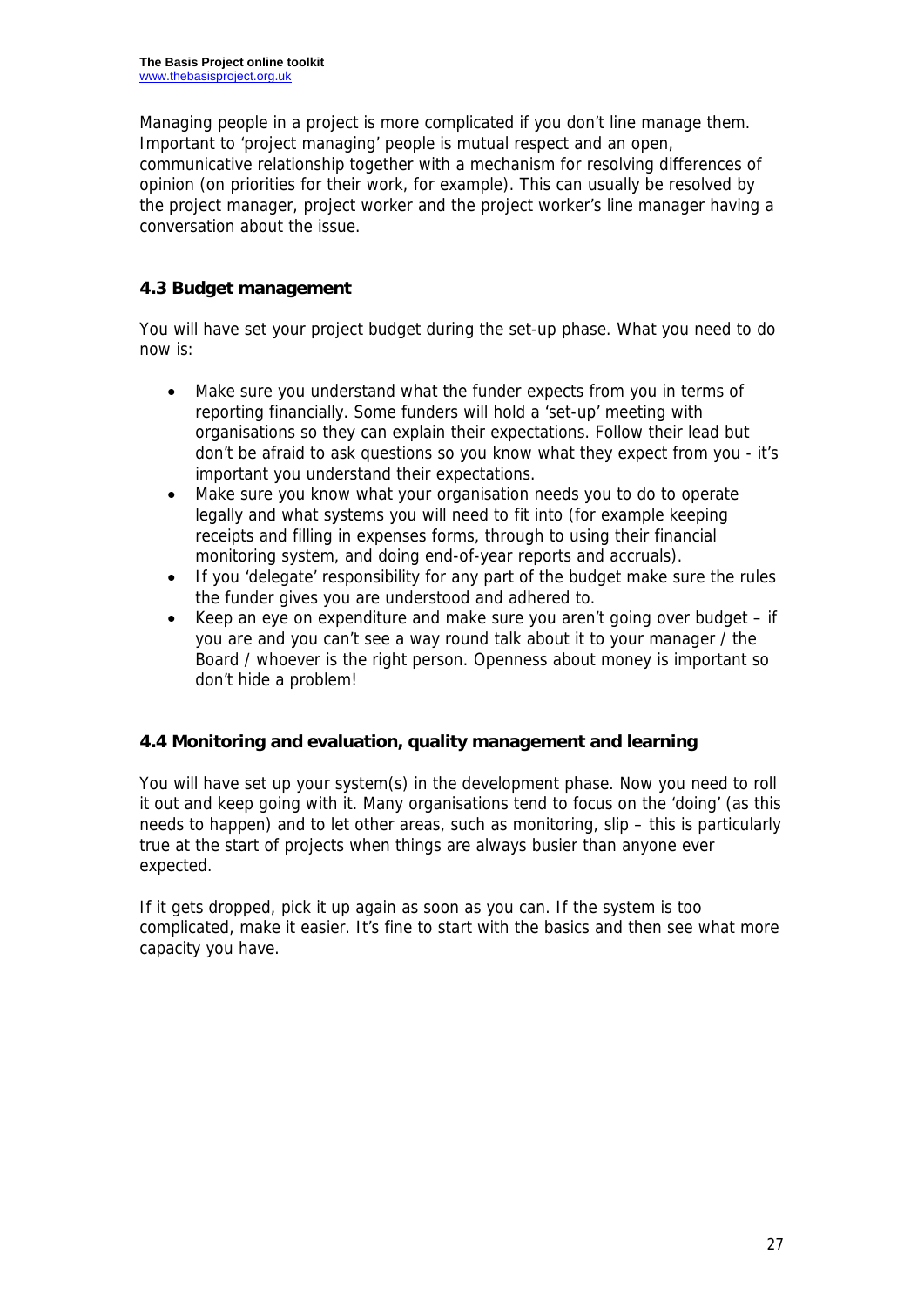Managing people in a project is more complicated if you don't line manage them. Important to 'project managing' people is mutual respect and an open, communicative relationship together with a mechanism for resolving differences of opinion (on priorities for their work, for example). This can usually be resolved by the project manager, project worker and the project worker's line manager having a conversation about the issue.

### 4.3 Budget management

You will have set your project budget during the set-up phase. What you need to do now is:

- Make sure you understand what the funder expects from you in terms of reporting financially. Some funders will hold a 'set-up' meeting with organisations so they can explain their expectations. Follow their lead but don't be afraid to ask questions so you know what they expect from you - it's important you understand their expectations.
- Make sure you know what your organisation needs you to do to operate legally and what systems you will need to fit into (for example keeping receipts and filling in expenses forms, through to using their financial monitoring system, and doing end-of-year reports and accruals).
- If you 'delegate' responsibility for any part of the budget make sure the rules the funder gives you are understood and adhered to.
- Keep an eye on expenditure and make sure you aren't going over budget – if you are and you can't see a way round talk about it to your manager / the Board / whoever is the right person. Openness about money is important so don't hide a problem!

### 4.4 Monitoring and evaluation, quality management and learning

You will have set up your system(s) in the development phase. Now you need to roll it out and keep going with it. Many organisations tend to focus on the 'doing' (as this needs to happen) and to let other areas, such as monitoring, slip – this is particularly true at the start of projects when things are always busier than anyone ever expected.

If it gets dropped, pick it up again as soon as you can. If the system is too complicated, make it easier. It's fine to start with the basics and then see what more capacity you have.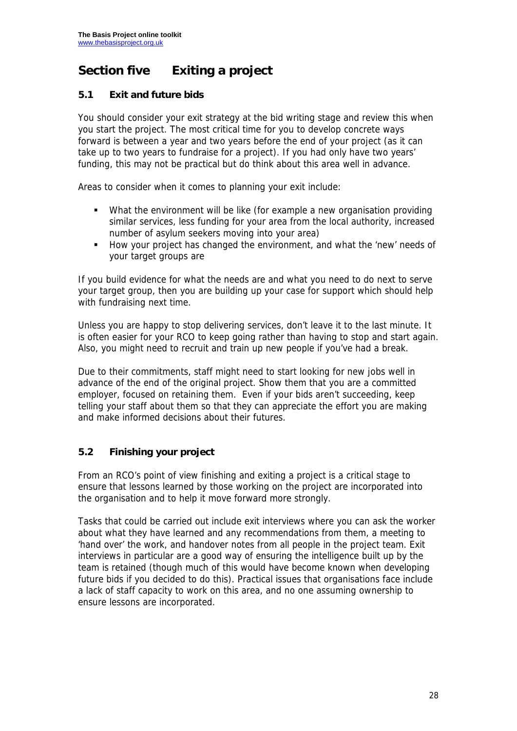# Section five Exiting a project

## 5.1 Exit and future bids

You should consider your exit strategy at the bid writing stage and review this when you start the project. The most critical time for you to develop concrete ways forward is between a year and two years before the end of your project (as it can take up to two years to fundraise for a project). If you had only have two years' funding, this may not be practical but do think about this area well in advance.

Areas to consider when it comes to planning your exit include:

- What the environment will be like (for example a new organisation providing similar services, less funding for your area from the local authority, increased number of asylum seekers moving into your area)
- How your project has changed the environment, and what the 'new' needs of your target groups are

If you build evidence for what the needs are and what you need to do next to serve your target group, then you are building up your case for support which should help with fundraising next time.

Unless you are happy to stop delivering services, don't leave it to the last minute. It is often easier for your RCO to keep going rather than having to stop and start again. Also, you might need to recruit and train up new people if you've had a break.

Due to their commitments, staff might need to start looking for new jobs well in advance of the end of the original project. Show them that you are a committed employer, focused on retaining them. Even if your bids aren't succeeding, keep telling your staff about them so that they can appreciate the effort you are making and make informed decisions about their futures.

## 5.2 Finishing your project

From an RCO's point of view finishing and exiting a project is a critical stage to ensure that lessons learned by those working on the project are incorporated into the organisation and to help it move forward more strongly.

Tasks that could be carried out include exit interviews where you can ask the worker about what they have learned and any recommendations from them, a meeting to 'hand over' the work, and handover notes from all people in the project team. Exit interviews in particular are a good way of ensuring the intelligence built up by the team is retained (though much of this would have become known when developing future bids if you decided to do this). Practical issues that organisations face include a lack of staff capacity to work on this area, and no one assuming ownership to ensure lessons are incorporated.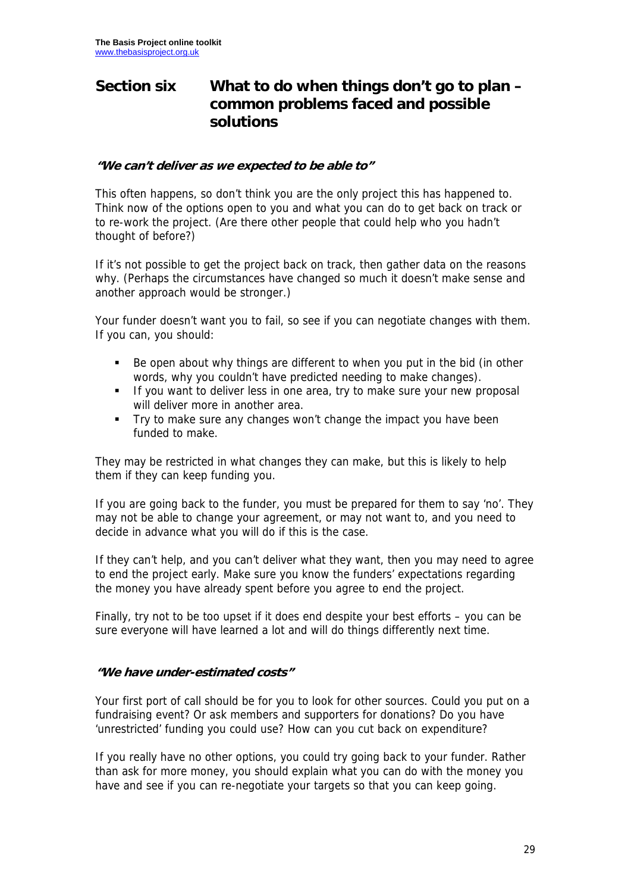## Section six What to do when things don't go to plan – common problems faced and possible solutions

### *"We can't deliver as we expected to be able to"*

This often happens, so don't think you are the only project this has happened to. Think now of the options open to you and what you can do to get back on track or to re-work the project. (Are there other people that could help who you hadn't thought of before?)

If it's not possible to get the project back on track, then gather data on the reasons why. (Perhaps the circumstances have changed so much it doesn't make sense and another approach would be stronger.)

Your funder doesn't want you to fail, so see if you can negotiate changes with them. If you can, you should:

- Be open about why things are different to when you put in the bid (in other words, why you couldn't have predicted needing to make changes).
- If you want to deliver less in one area, try to make sure your new proposal will deliver more in another area.
- Try to make sure any changes won't change the impact you have been funded to make.

They may be restricted in what changes they can make, but this is likely to help them if they can keep funding you.

If you are going back to the funder, you must be prepared for them to say 'no'. They may not be able to change your agreement, or may not want to, and you need to decide in advance what you will do if this is the case.

If they can't help, and you can't deliver what they want, then you may need to agree to end the project early. Make sure you know the funders' expectations regarding the money you have already spent before you agree to end the project.

Finally, try not to be too upset if it does end despite your best efforts – you can be sure everyone will have learned a lot and will do things differently next time.

### *"We have under-estimated costs"*

Your first port of call should be for you to look for other sources. Could you put on a fundraising event? Or ask members and supporters for donations? Do you have 'unrestricted' funding you could use? How can you cut back on expenditure?

If you really have no other options, you could try going back to your funder. Rather than ask for more money, you should explain what you can do with the money you have and see if you can re-negotiate your targets so that you can keep going.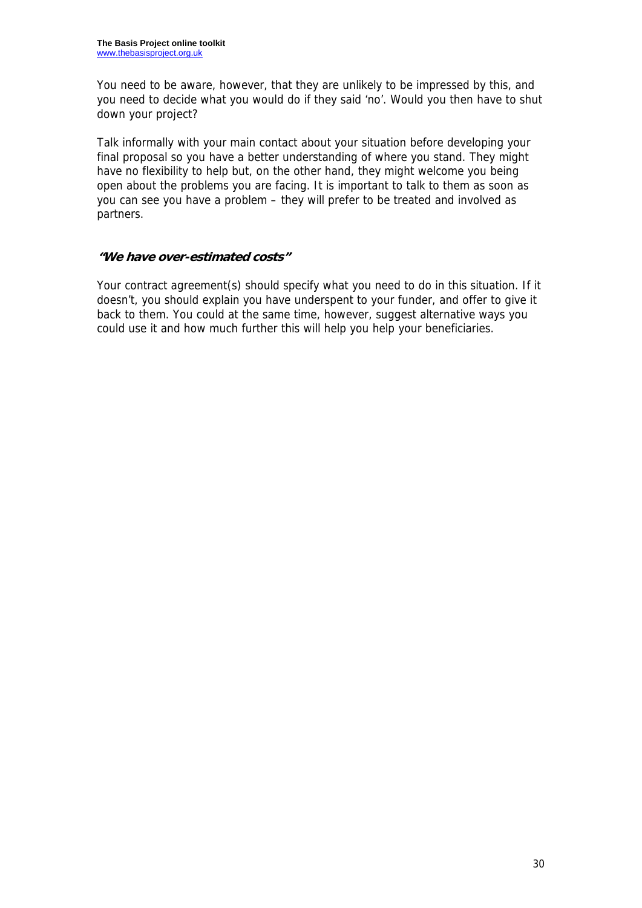You need to be aware, however, that they are unlikely to be impressed by this, and you need to decide what you would do if they said 'no'. Would you then have to shut down your project?

Talk informally with your main contact about your situation before developing your final proposal so you have a better understanding of where you stand. They might have no flexibility to help but, on the other hand, they might welcome you being open about the problems you are facing. It is important to talk to them as soon as you can see you have a problem – they will prefer to be treated and involved as partners.

### *"We have over-estimated costs"*

Your contract agreement(s) should specify what you need to do in this situation. If it doesn't, you should explain you have underspent to your funder, and offer to give it back to them. You could at the same time, however, suggest alternative ways you could use it and how much further this will help you help your beneficiaries.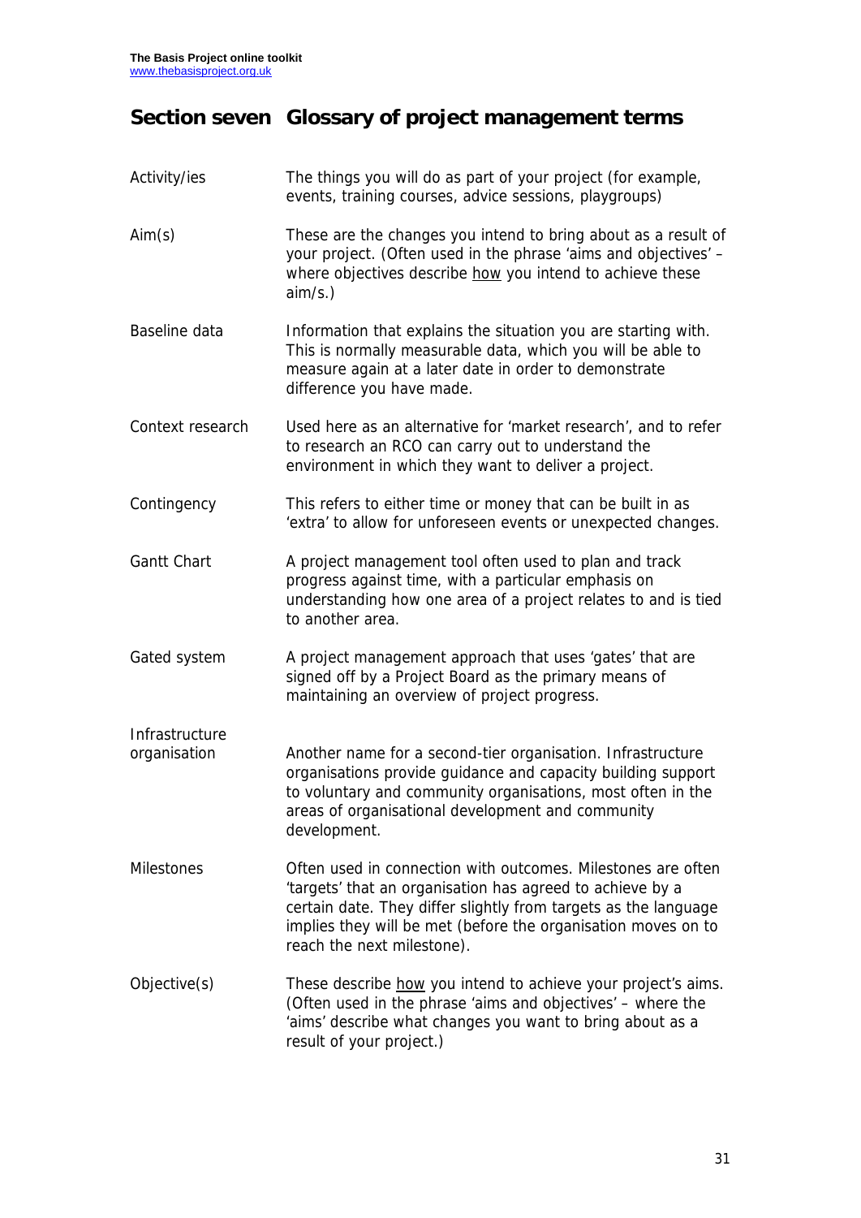# Section seven Glossary of project management terms

| | |
|---|---|
| Activity/ies | The things you will do as part of your project (for example, events, training courses, advice sessions, playgroups) |
| Aim(s) | These are the changes you intend to bring about as a result of your project. (Often used in the phrase 'aims and objectives' – where objectives describe <u>how</u> you intend to achieve these aim/s.) |
| Baseline data | Information that explains the situation you are starting with. This is normally measurable data, which you will be able to measure again at a later date in order to demonstrate difference you have made. |
| Context research | Used here as an alternative for 'market research', and to refer to research an RCO can carry out to understand the environment in which they want to deliver a project. |
| Contingency | This refers to either time or money that can be built in as 'extra' to allow for unforeseen events or unexpected changes. |
| Gantt Chart | A project management tool often used to plan and track progress against time, with a particular emphasis on understanding how one area of a project relates to and is tied to another area. |
| Gated system | A project management approach that uses 'gates' that are signed off by a Project Board as the primary means of maintaining an overview of project progress. |
| Infrastructure organisation | Another name for a second-tier organisation. Infrastructure organisations provide guidance and capacity building support to voluntary and community organisations, most often in the areas of organisational development and community development. |
| Milestones | Often used in connection with outcomes. Milestones are often 'targets' that an organisation has agreed to achieve by a certain date. They differ slightly from targets as the language implies they will be met (before the organisation moves on to reach the next milestone). |
| Objective(s) | These describe <u>how</u> you intend to achieve your project's aims. (Often used in the phrase 'aims and objectives' – where the 'aims' describe what changes you want to bring about as a result of your project.) |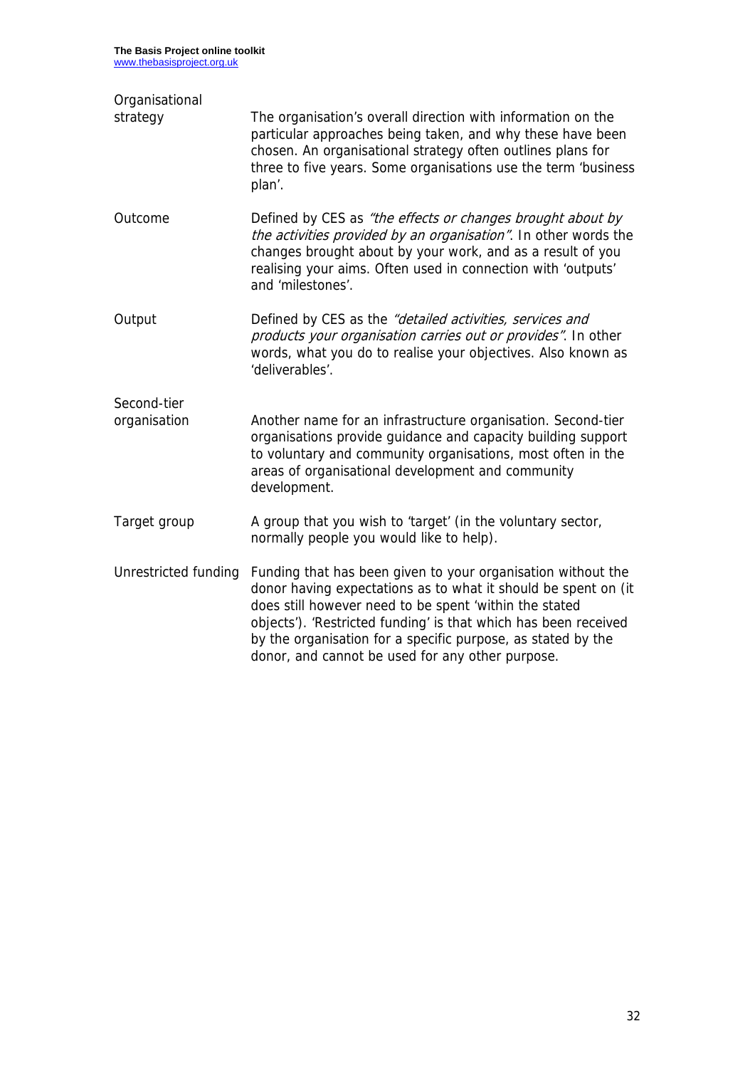| | |
|---|---|
| Organisational strategy | The organisation's overall direction with information on the particular approaches being taken, and why these have been chosen. An organisational strategy often outlines plans for three to five years. Some organisations use the term 'business plan'. |
| Outcome | Defined by CES as *"the effects or changes brought about by the activities provided by an organisation"*. In other words the changes brought about by your work, and as a result of you realising your aims. Often used in connection with 'outputs' and 'milestones'. |
| Output | Defined by CES as the *"detailed activities, services and products your organisation carries out or provides"*. In other words, what you do to realise your objectives. Also known as 'deliverables'. |
| Second-tier organisation | Another name for an infrastructure organisation. Second-tier organisations provide guidance and capacity building support to voluntary and community organisations, most often in the areas of organisational development and community development. |
| Target group | A group that you wish to 'target' (in the voluntary sector, normally people you would like to help). |
| Unrestricted funding | Funding that has been given to your organisation without the donor having expectations as to what it should be spent on (it does still however need to be spent 'within the stated objects'). 'Restricted funding' is that which has been received by the organisation for a specific purpose, as stated by the donor, and cannot be used for any other purpose. |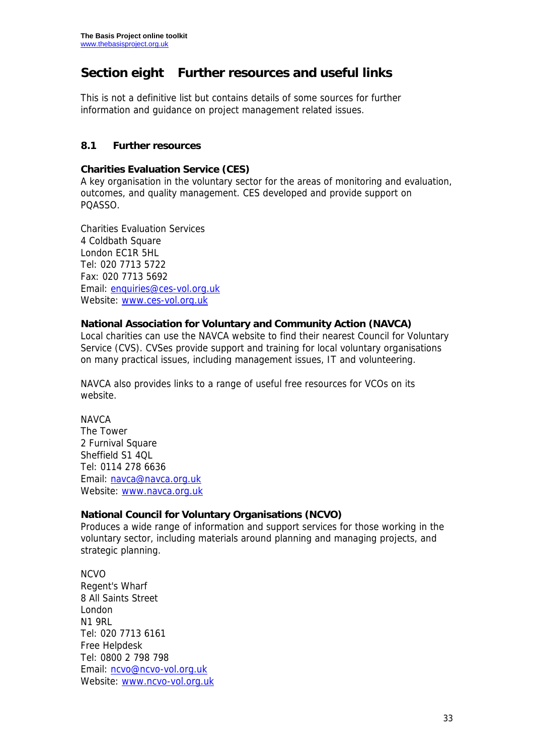## Section eight  Further resources and useful links

This is not a definitive list but contains details of some sources for further information and guidance on project management related issues.

### 8.1 Further resources

**Charities Evaluation Service (CES)**
A key organisation in the voluntary sector for the areas of monitoring and evaluation, outcomes, and quality management. CES developed and provide support on PQASSO.

Charities Evaluation Services
4 Coldbath Square
London EC1R 5HL
Tel: 020 7713 5722
Fax: 020 7713 5692
Email: enquiries@ces-vol.org.uk
Website: www.ces-vol.org.uk

**National Association for Voluntary and Community Action (NAVCA)**
Local charities can use the NAVCA website to find their nearest Council for Voluntary Service (CVS). CVSes provide support and training for local voluntary organisations on many practical issues, including management issues, IT and volunteering.

NAVCA also provides links to a range of useful free resources for VCOs on its website.

NAVCA
The Tower
2 Furnival Square
Sheffield S1 4QL
Tel: 0114 278 6636
Email: navca@navca.org.uk
Website: www.navca.org.uk

**National Council for Voluntary Organisations (NCVO)**
Produces a wide range of information and support services for those working in the voluntary sector, including materials around planning and managing projects, and strategic planning.

NCVO
Regent's Wharf
8 All Saints Street
London
N1 9RL
Tel: 020 7713 6161
Free Helpdesk
Tel: 0800 2 798 798
Email: ncvo@ncvo-vol.org.uk
Website: www.ncvo-vol.org.uk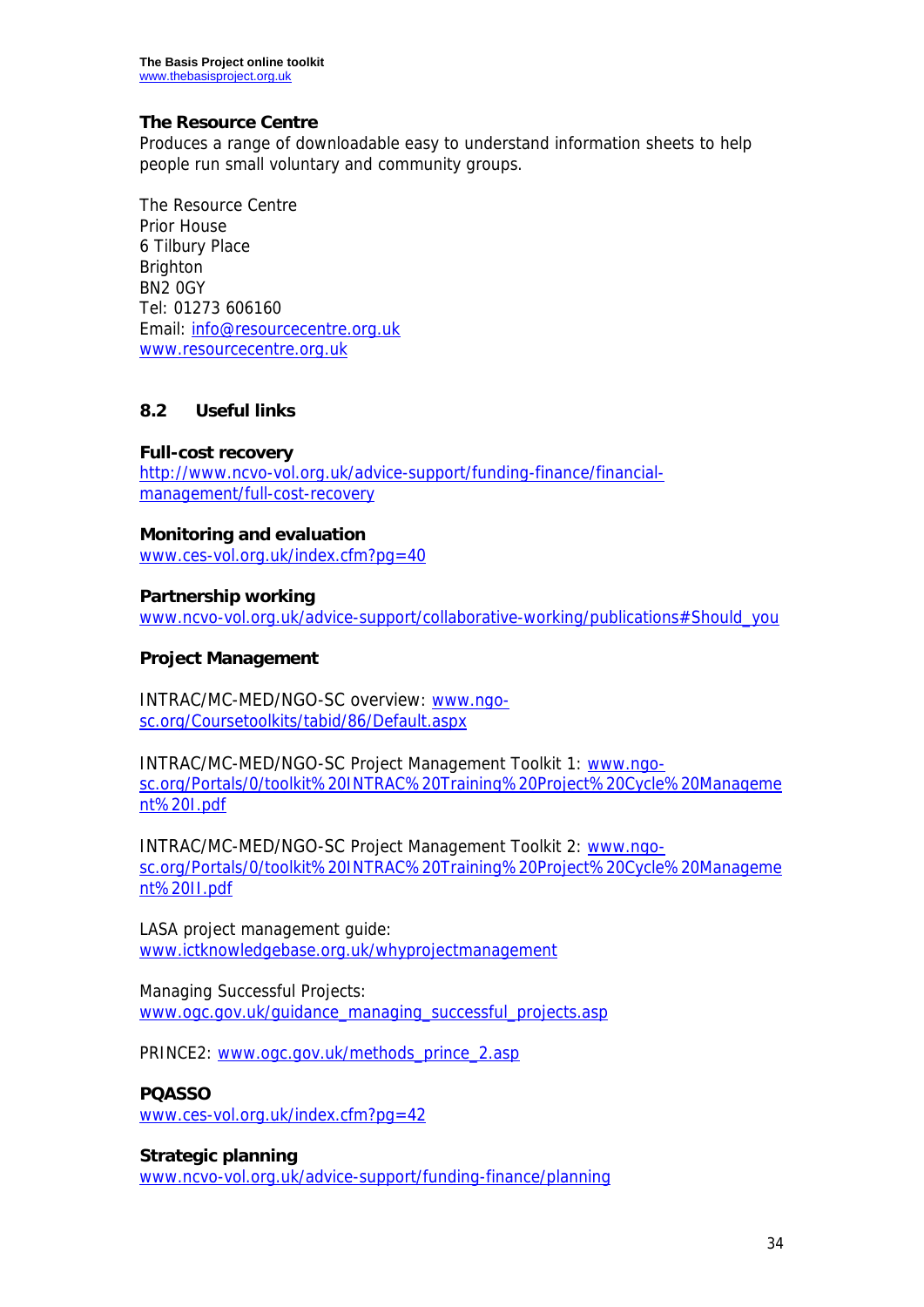### The Resource Centre

Produces a range of downloadable easy to understand information sheets to help people run small voluntary and community groups.

The Resource Centre
Prior House
6 Tilbury Place
Brighton
BN2 0GY
Tel: 01273 606160
Email: info@resourcecentre.org.uk
www.resourcecentre.org.uk

## 8.2 Useful links

**Full-cost recovery**
http://www.ncvo-vol.org.uk/advice-support/funding-finance/financial-management/full-cost-recovery

**Monitoring and evaluation**
www.ces-vol.org.uk/index.cfm?pg=40

**Partnership working**
www.ncvo-vol.org.uk/advice-support/collaborative-working/publications#Should_you

**Project Management**

INTRAC/MC-MED/NGO-SC overview: www.ngo-sc.org/Coursetoolkits/tabid/86/Default.aspx

INTRAC/MC-MED/NGO-SC Project Management Toolkit 1: www.ngo-sc.org/Portals/0/toolkit%20INTRAC%20Training%20Project%20Cycle%20Management%20I.pdf

INTRAC/MC-MED/NGO-SC Project Management Toolkit 2: www.ngo-sc.org/Portals/0/toolkit%20INTRAC%20Training%20Project%20Cycle%20Management%20II.pdf

LASA project management guide:
www.ictknowledgebase.org.uk/whyprojectmanagement

Managing Successful Projects:
www.ogc.gov.uk/guidance_managing_successful_projects.asp

PRINCE2: www.ogc.gov.uk/methods_prince_2.asp

**PQASSO**
www.ces-vol.org.uk/index.cfm?pg=42

**Strategic planning**
www.ncvo-vol.org.uk/advice-support/funding-finance/planning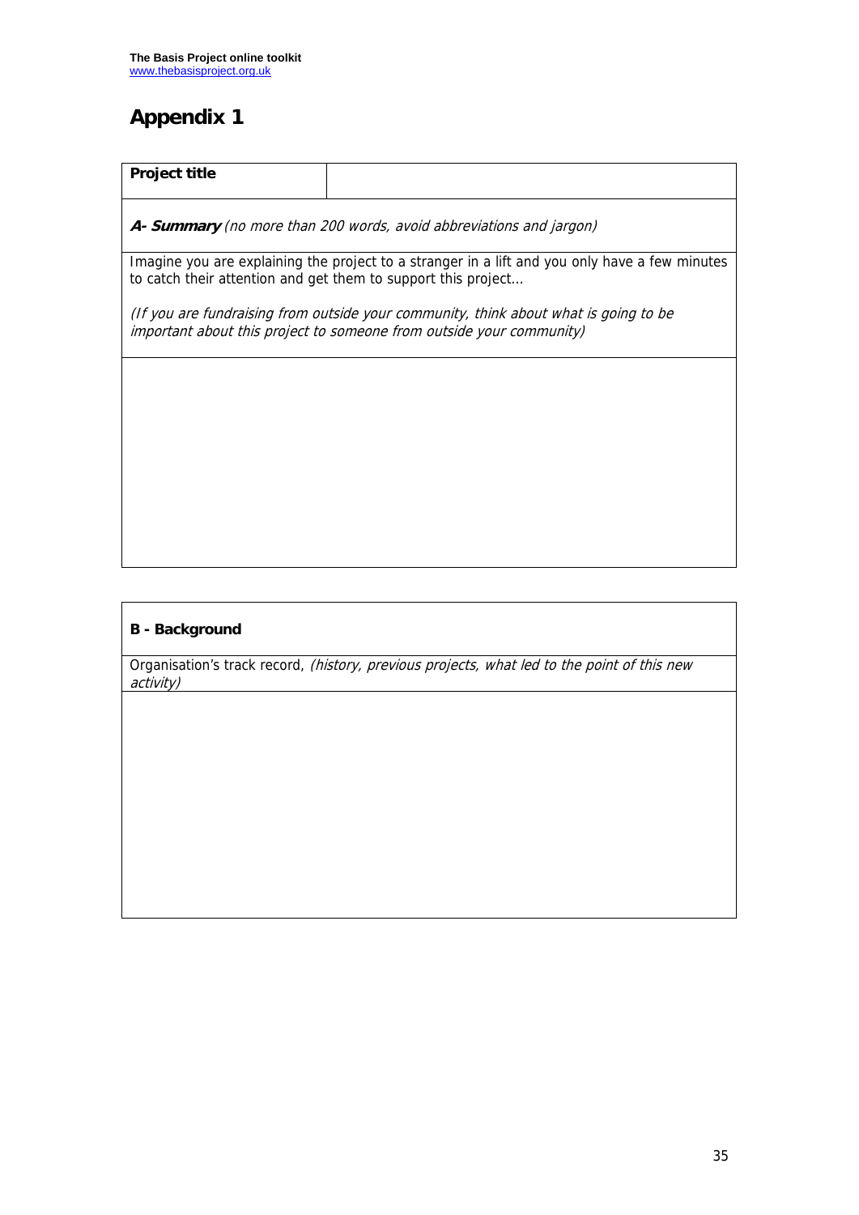# Appendix 1

| Project title | |
|---|---|

**A- Summary** *(no more than 200 words, avoid abbreviations and jargon)*

Imagine you are explaining the project to a stranger in a lift and you only have a few minutes to catch their attention and get them to support this project…

*(If you are fundraising from outside your community, think about what is going to be important about this project to someone from outside your community)*

**B - Background**

Organisation's track record, *(history, previous projects, what led to the point of this new activity)*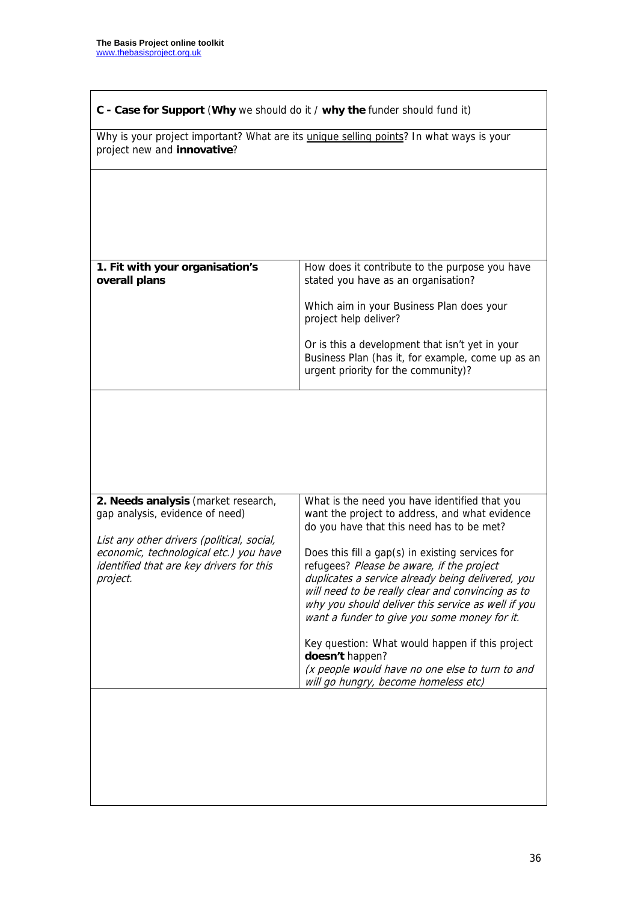| **C - Case for Support** (**Why** we should do it / **why the** funder should fund it) | |
|---|---|
| Why is your project important? What are its <u>unique selling points</u>? In what ways is your project new and **innovative**? | |
| | |
| **1. Fit with your organisation's overall plans** | How does it contribute to the purpose you have stated you have as an organisation?<br><br>Which aim in your Business Plan does your project help deliver?<br><br>Or is this a development that isn't yet in your Business Plan (has it, for example, come up as an urgent priority for the community)? |
| | |
| **2. Needs analysis** (market research, gap analysis, evidence of need)<br><br>*List any other drivers (political, social, economic, technological etc.) you have identified that are key drivers for this project.* | What is the need you have identified that you want the project to address, and what evidence do you have that this need has to be met?<br><br>Does this fill a gap(s) in existing services for refugees? *Please be aware, if the project duplicates a service already being delivered, you will need to be really clear and convincing as to why you should deliver this service as well if you want a funder to give you some money for it.*<br><br>Key question: What would happen if this project **doesn't** happen?<br>*(x people would have no one else to turn to and will go hungry, become homeless etc)* |
| | |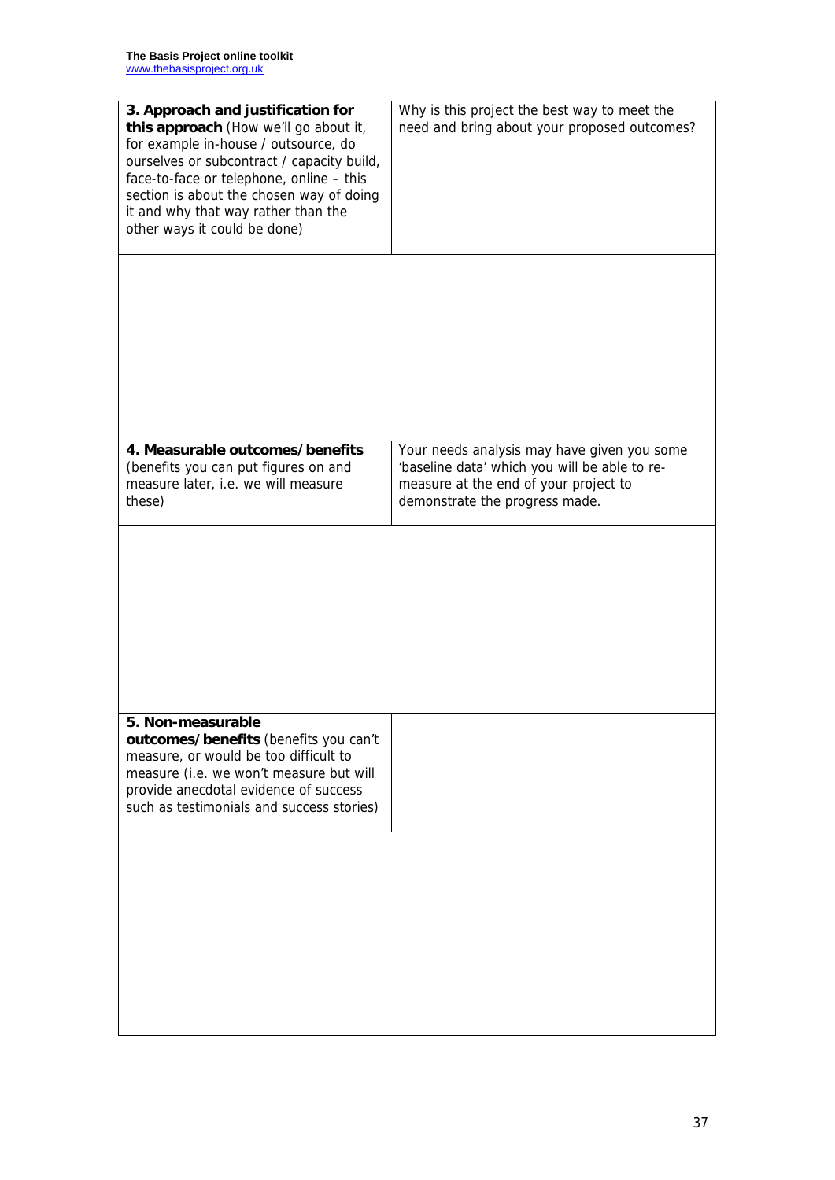| **3. Approach and justification for this approach** (How we'll go about it, for example in-house / outsource, do ourselves or subcontract / capacity build, face-to-face or telephone, online – this section is about the chosen way of doing it and why that way rather than the other ways it could be done) | Why is this project the best way to meet the need and bring about your proposed outcomes? |
|---|---|
| | |
| **4. Measurable outcomes/benefits** (benefits you can put figures on and measure later, i.e. we will measure these) | Your needs analysis may have given you some 'baseline data' which you will be able to re-measure at the end of your project to demonstrate the progress made. |
| | |
| **5. Non-measurable outcomes/benefits** (benefits you can't measure, or would be too difficult to measure (i.e. we won't measure but will provide anecdotal evidence of success such as testimonials and success stories) | |
| | |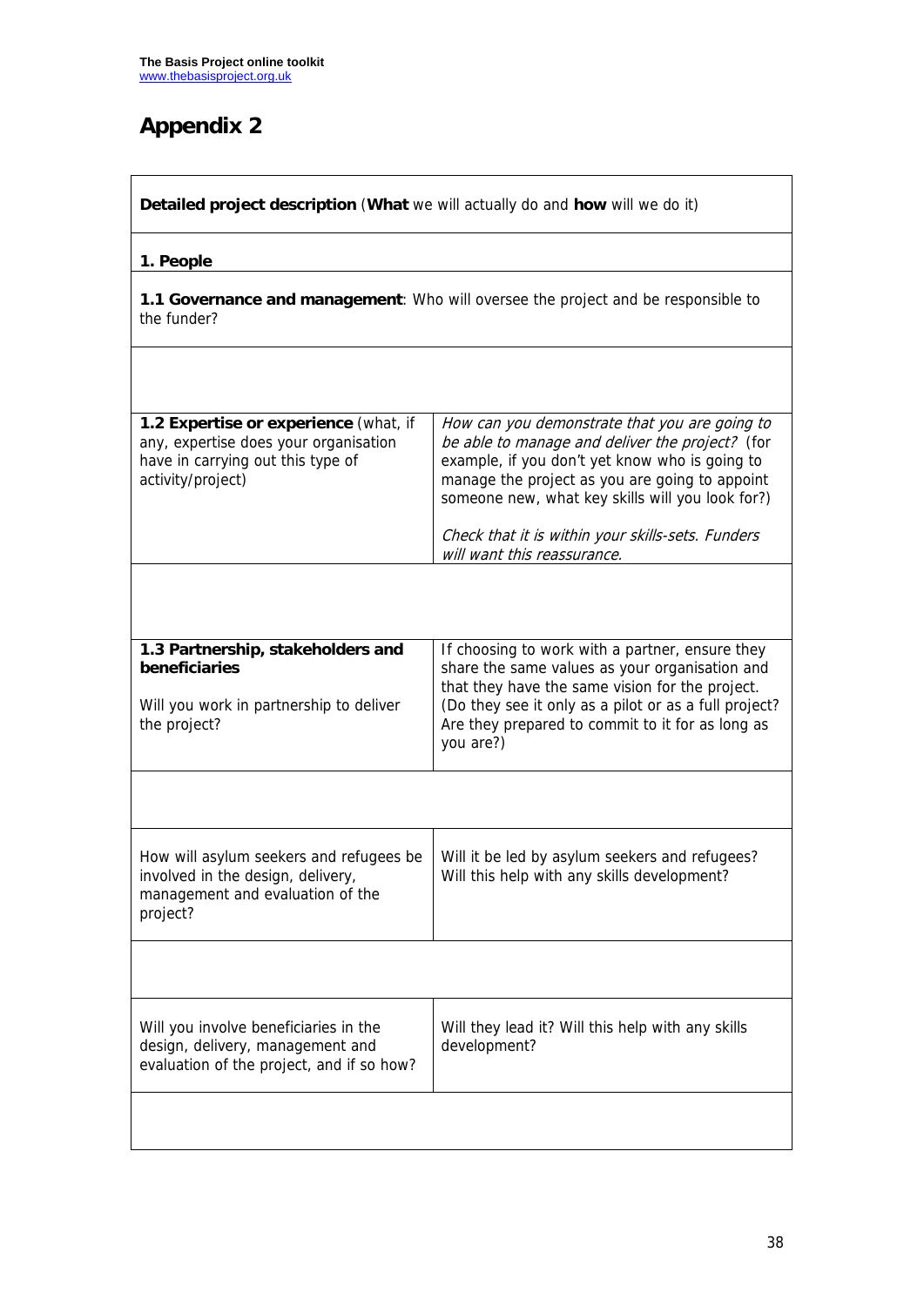# Appendix 2

| **Detailed project description** (**What** we will actually do and **how** will we do it) | |
| --- | --- |
| **1. People** | |
| **1.1 Governance and management**: Who will oversee the project and be responsible to the funder? | |
| | |
| **1.2 Expertise or experience** (what, if any, expertise does your organisation have in carrying out this type of activity/project) | *How can you demonstrate that you are going to be able to manage and deliver the project?* (for example, if you don't yet know who is going to manage the project as you are going to appoint someone new, what key skills will you look for?)<br><br>*Check that it is within your skills-sets. Funders will want this reassurance.* |
| | |
| **1.3 Partnership, stakeholders and beneficiaries**<br><br>Will you work in partnership to deliver the project? | If choosing to work with a partner, ensure they share the same values as your organisation and that they have the same vision for the project. (Do they see it only as a pilot or as a full project? Are they prepared to commit to it for as long as you are?) |
| | |
| How will asylum seekers and refugees be involved in the design, delivery, management and evaluation of the project? | Will it be led by asylum seekers and refugees? Will this help with any skills development? |
| | |
| Will you involve beneficiaries in the design, delivery, management and evaluation of the project, and if so how? | Will they lead it? Will this help with any skills development? |
| | |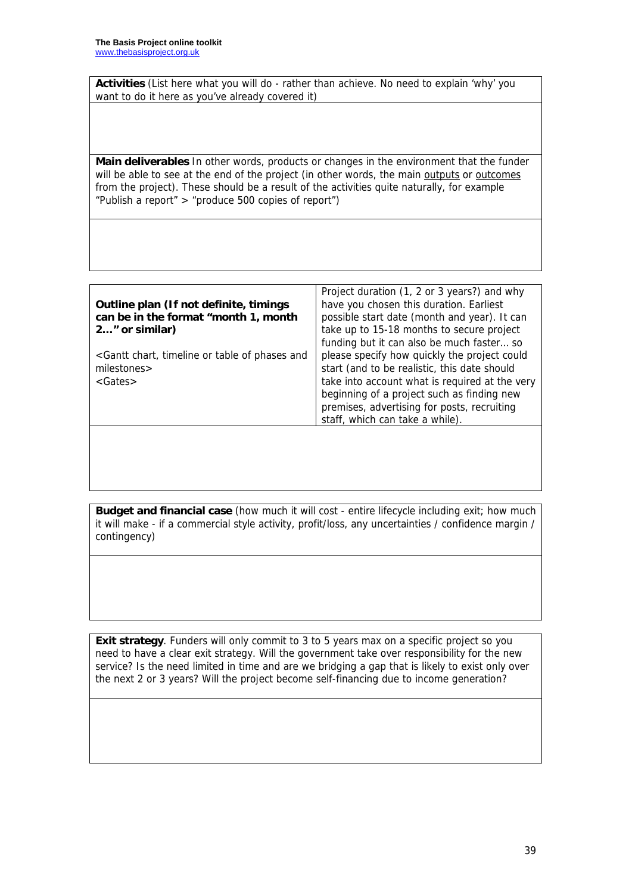| **Activities** (List here what you will do - rather than achieve. No need to explain 'why' you want to do it here as you've already covered it) |
| --- |
| |

| **Main deliverables** In other words, products or changes in the environment that the funder will be able to see at the end of the project (in other words, the main outputs or outcomes from the project). These should be a result of the activities quite naturally, for example "Publish a report" > "produce 500 copies of report") |
| --- |
| |

| **Outline plan (If not definite, timings can be in the format "month 1, month 2…" or similar)**<br><br><Gantt chart, timeline or table of phases and milestones><br><Gates> | Project duration (1, 2 or 3 years?) and why have you chosen this duration. Earliest possible start date (month and year). It can take up to 15-18 months to secure project funding but it can also be much faster… so please specify how quickly the project could start (and to be realistic, this date should take into account what is required at the very beginning of a project such as finding new premises, advertising for posts, recruiting staff, which can take a while). |
| --- | --- |
| | |

| **Budget and financial case** (how much it will cost - entire lifecycle including exit; how much it will make - if a commercial style activity, profit/loss, any uncertainties / confidence margin / contingency) |
| --- |
| |

| **Exit strategy**. Funders will only commit to 3 to 5 years max on a specific project so you need to have a clear exit strategy. Will the government take over responsibility for the new service? Is the need limited in time and are we bridging a gap that is likely to exist only over the next 2 or 3 years? Will the project become self-financing due to income generation? |
| --- |
| |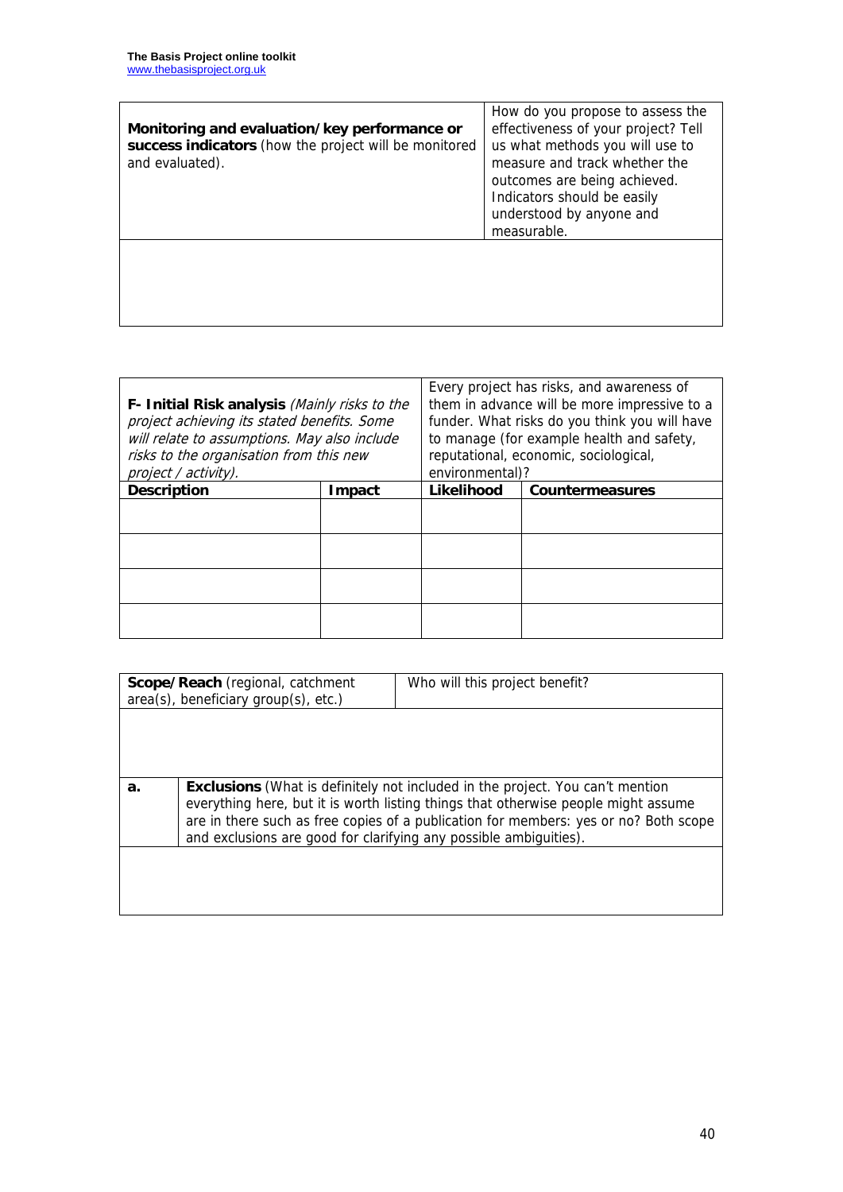| **Monitoring and evaluation/key performance or success indicators** (how the project will be monitored and evaluated). | How do you propose to assess the effectiveness of your project? Tell us what methods you will use to measure and track whether the outcomes are being achieved. Indicators should be easily understood by anyone and measurable. |
| --- | --- |
| | |

| ***F- Initial Risk analysis*** *(Mainly risks to the project achieving its stated benefits. Some will relate to assumptions. May also include risks to the organisation from this new project / activity).* | | Every project has risks, and awareness of them in advance will be more impressive to a funder. What risks do you think you will have to manage (for example health and safety, reputational, economic, sociological, environmental)? | |
| --- | --- | --- | --- |
| **Description** | **Impact** | **Likelihood** | **Countermeasures** |
| | | | |
| | | | |
| | | | |
| | | | |

| **Scope/Reach** (regional, catchment area(s), beneficiary group(s), etc.) | Who will this project benefit? |
| --- | --- |
| | |

| **a.** | **Exclusions** (What is definitely not included in the project. You can't mention everything here, but it is worth listing things that otherwise people might assume are in there such as free copies of a publication for members: yes or no? Both scope and exclusions are good for clarifying any possible ambiguities). |
| --- | --- |
| | |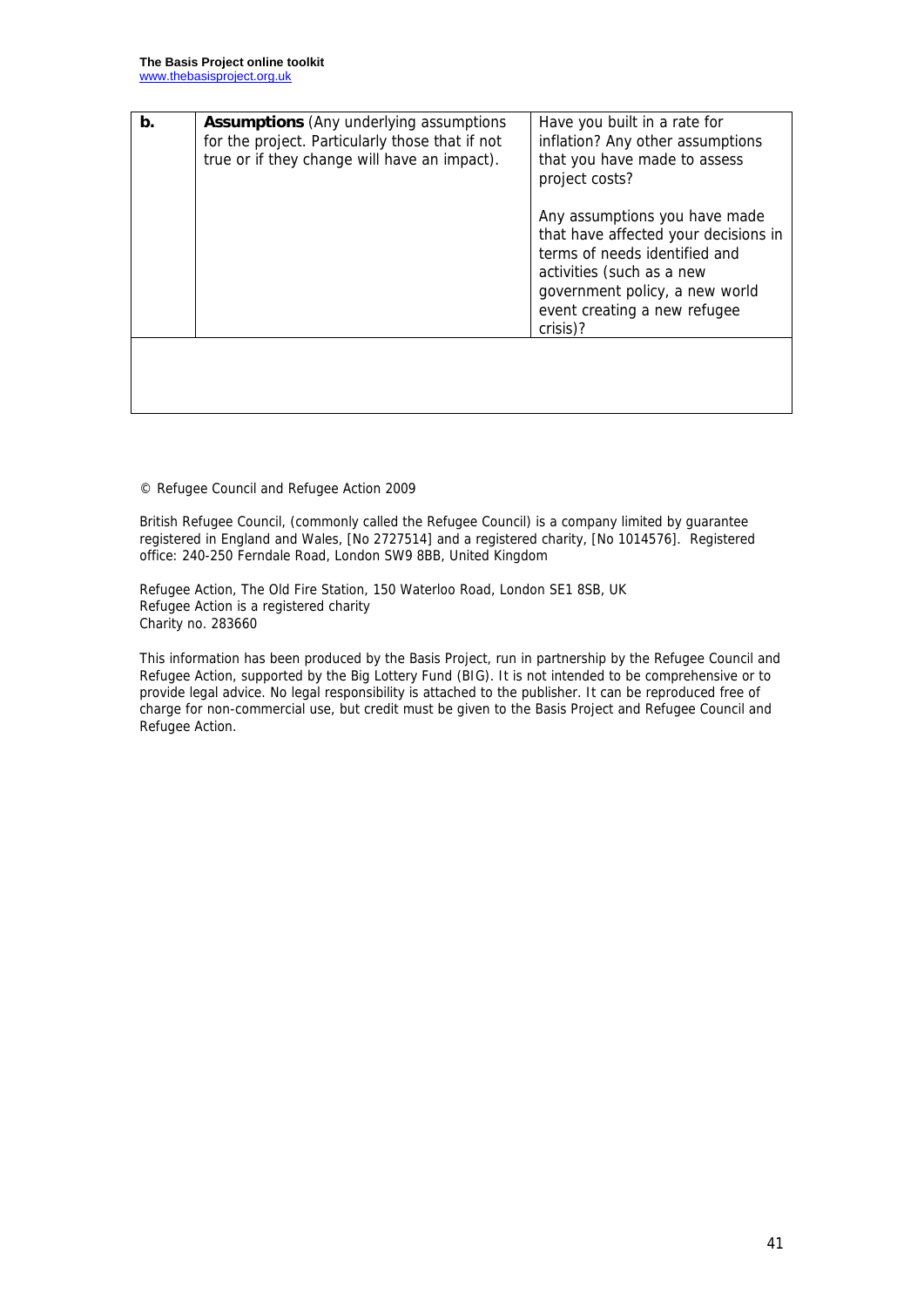| | | |
|---|---|---|
| b. | **Assumptions** (Any underlying assumptions for the project. Particularly those that if not true or if they change will have an impact). | Have you built in a rate for inflation? Any other assumptions that you have made to assess project costs?<br><br>Any assumptions you have made that have affected your decisions in terms of needs identified and activities (such as a new government policy, a new world event creating a new refugee crisis)? |
| | | |

© Refugee Council and Refugee Action 2009

British Refugee Council, (commonly called the Refugee Council) is a company limited by guarantee registered in England and Wales, [No 2727514] and a registered charity, [No 1014576]. Registered office: 240-250 Ferndale Road, London SW9 8BB, United Kingdom

Refugee Action, The Old Fire Station, 150 Waterloo Road, London SE1 8SB, UK
Refugee Action is a registered charity
Charity no. 283660

This information has been produced by the Basis Project, run in partnership by the Refugee Council and Refugee Action, supported by the Big Lottery Fund (BIG). It is not intended to be comprehensive or to provide legal advice. No legal responsibility is attached to the publisher. It can be reproduced free of charge for non-commercial use, but credit must be given to the Basis Project and Refugee Council and Refugee Action.